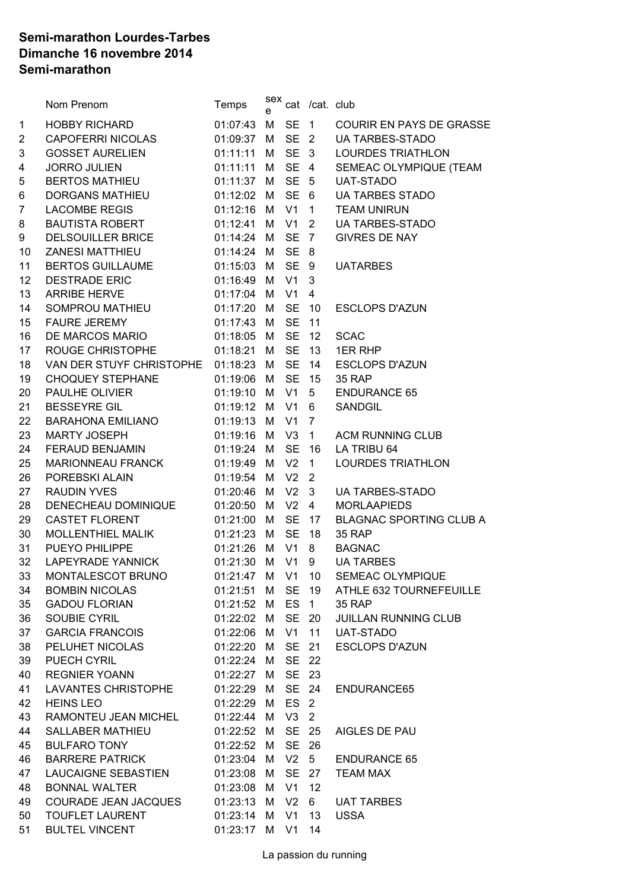**Semi-marathon Lourdes-Tarbes**
**Dimanche 16 novembre 2014**
**Semi-marathon**

| | Nom Prenom | Temps | sexe | cat | /cat. | club |
|---|---|---|---|---|---|---|
| 1 | HOBBY RICHARD | 01:07:43 | M | SE | 1 | COURIR EN PAYS DE GRASSE |
| 2 | CAPOFERRI NICOLAS | 01:09:37 | M | SE | 2 | UA TARBES-STADO |
| 3 | GOSSET AURELIEN | 01:11:11 | M | SE | 3 | LOURDES TRIATHLON |
| 4 | JORRO JULIEN | 01:11:11 | M | SE | 4 | SEMEAC OLYMPIQUE (TEAM |
| 5 | BERTOS MATHIEU | 01:11:37 | M | SE | 5 | UAT-STADO |
| 6 | DORGANS MATHIEU | 01:12:02 | M | SE | 6 | UA TARBES STADO |
| 7 | LACOMBE REGIS | 01:12:16 | M | V1 | 1 | TEAM UNIRUN |
| 8 | BAUTISTA ROBERT | 01:12:41 | M | V1 | 2 | UA TARBES-STADO |
| 9 | DELSOUILLER BRICE | 01:14:24 | M | SE | 7 | GIVRES DE NAY |
| 10 | ZANESI MATTHIEU | 01:14:24 | M | SE | 8 | |
| 11 | BERTOS GUILLAUME | 01:15:03 | M | SE | 9 | UATARBES |
| 12 | DESTRADE ERIC | 01:16:49 | M | V1 | 3 | |
| 13 | ARRIBE HERVE | 01:17:04 | M | V1 | 4 | |
| 14 | SOMPROU MATHIEU | 01:17:20 | M | SE | 10 | ESCLOPS D'AZUN |
| 15 | FAURE JEREMY | 01:17:43 | M | SE | 11 | |
| 16 | DE MARCOS MARIO | 01:18:05 | M | SE | 12 | SCAC |
| 17 | ROUGE CHRISTOPHE | 01:18:21 | M | SE | 13 | 1ER RHP |
| 18 | VAN DER STUYF CHRISTOPHE | 01:18:23 | M | SE | 14 | ESCLOPS D'AZUN |
| 19 | CHOQUEY STEPHANE | 01:19:06 | M | SE | 15 | 35 RAP |
| 20 | PAULHE OLIVIER | 01:19:10 | M | V1 | 5 | ENDURANCE 65 |
| 21 | BESSEYRE GIL | 01:19:12 | M | V1 | 6 | SANDGIL |
| 22 | BARAHONA EMILIANO | 01:19:13 | M | V1 | 7 | |
| 23 | MARTY JOSEPH | 01:19:16 | M | V3 | 1 | ACM RUNNING CLUB |
| 24 | FERAUD BENJAMIN | 01:19:24 | M | SE | 16 | LA TRIBU 64 |
| 25 | MARIONNEAU FRANCK | 01:19:49 | M | V2 | 1 | LOURDES TRIATHLON |
| 26 | POREBSKI ALAIN | 01:19:54 | M | V2 | 2 | |
| 27 | RAUDIN YVES | 01:20:46 | M | V2 | 3 | UA TARBES-STADO |
| 28 | DENECHEAU DOMINIQUE | 01:20:50 | M | V2 | 4 | MORLAAPIEDS |
| 29 | CASTET FLORENT | 01:21:00 | M | SE | 17 | BLAGNAC SPORTING CLUB A |
| 30 | MOLLENTHIEL MALIK | 01:21:23 | M | SE | 18 | 35 RAP |
| 31 | PUEYO PHILIPPE | 01:21:26 | M | V1 | 8 | BAGNAC |
| 32 | LAPEYRADE YANNICK | 01:21:30 | M | V1 | 9 | UA TARBES |
| 33 | MONTALESCOT BRUNO | 01:21:47 | M | V1 | 10 | SEMEAC OLYMPIQUE |
| 34 | BOMBIN NICOLAS | 01:21:51 | M | SE | 19 | ATHLE 632 TOURNEFEUILLE |
| 35 | GADOU FLORIAN | 01:21:52 | M | ES | 1 | 35 RAP |
| 36 | SOUBIE CYRIL | 01:22:02 | M | SE | 20 | JUILLAN RUNNING CLUB |
| 37 | GARCIA FRANCOIS | 01:22:06 | M | V1 | 11 | UAT-STADO |
| 38 | PELUHET NICOLAS | 01:22:20 | M | SE | 21 | ESCLOPS D'AZUN |
| 39 | PUECH CYRIL | 01:22:24 | M | SE | 22 | |
| 40 | REGNIER YOANN | 01:22:27 | M | SE | 23 | |
| 41 | LAVANTES CHRISTOPHE | 01:22:29 | M | SE | 24 | ENDURANCE65 |
| 42 | HEINS LEO | 01:22:29 | M | ES | 2 | |
| 43 | RAMONTEU JEAN MICHEL | 01:22:44 | M | V3 | 2 | |
| 44 | SALLABER MATHIEU | 01:22:52 | M | SE | 25 | AIGLES DE PAU |
| 45 | BULFARO TONY | 01:22:52 | M | SE | 26 | |
| 46 | BARRERE PATRICK | 01:23:04 | M | V2 | 5 | ENDURANCE 65 |
| 47 | LAUCAIGNE SEBASTIEN | 01:23:08 | M | SE | 27 | TEAM MAX |
| 48 | BONNAL WALTER | 01:23:08 | M | V1 | 12 | |
| 49 | COURADE JEAN JACQUES | 01:23:13 | M | V2 | 6 | UAT TARBES |
| 50 | TOUFLET LAURENT | 01:23:14 | M | V1 | 13 | USSA |
| 51 | BULTEL VINCENT | 01:23:17 | M | V1 | 14 | |

La passion du running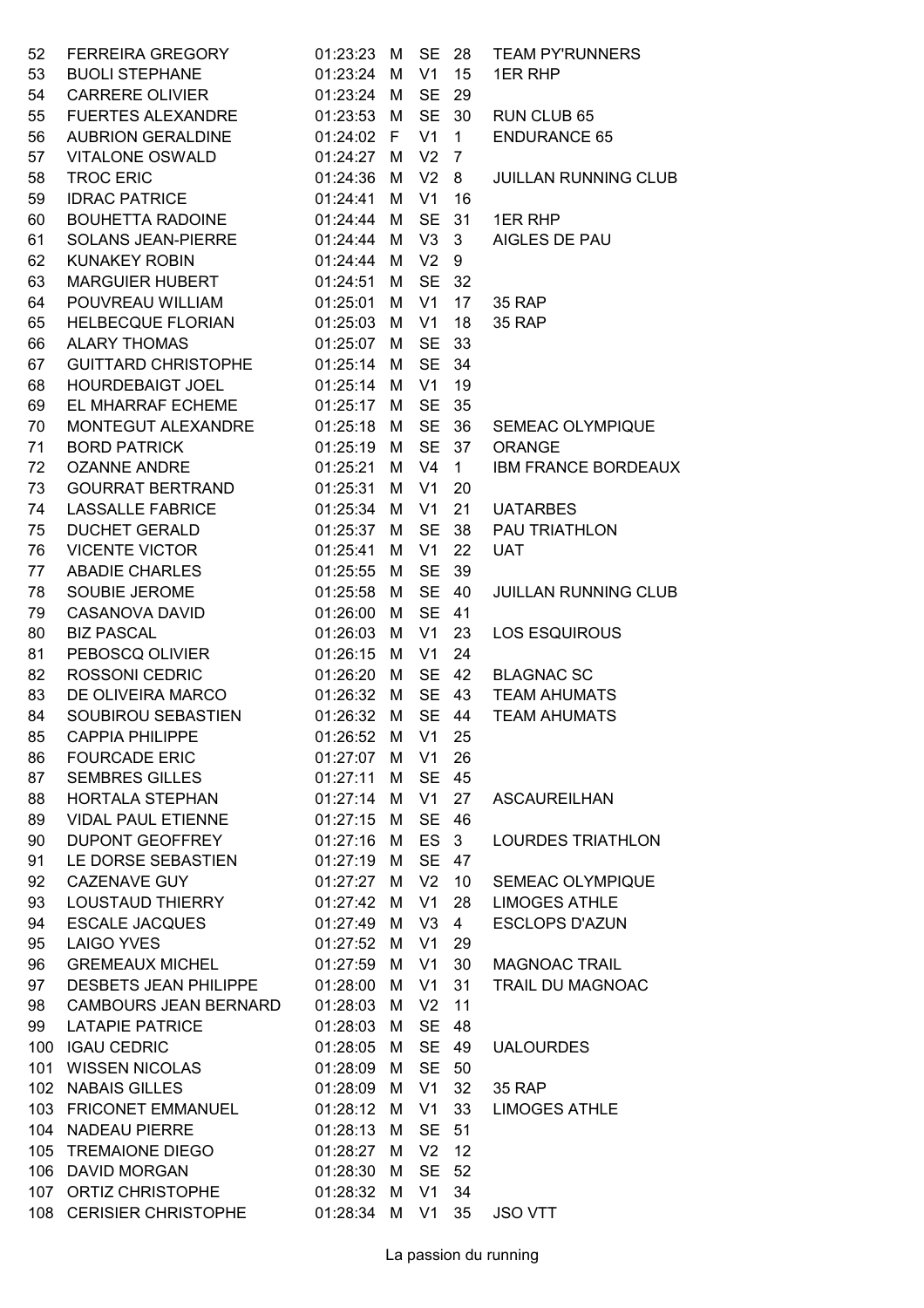| | | | | | | |
|---|---|---|---|---|---|---|
| 52 | FERREIRA GREGORY | 01:23:23 | M | SE | 28 | TEAM PY'RUNNERS |
| 53 | BUOLI STEPHANE | 01:23:24 | M | V1 | 15 | 1ER RHP |
| 54 | CARRERE OLIVIER | 01:23:24 | M | SE | 29 | |
| 55 | FUERTES ALEXANDRE | 01:23:53 | M | SE | 30 | RUN CLUB 65 |
| 56 | AUBRION GERALDINE | 01:24:02 | F | V1 | 1 | ENDURANCE 65 |
| 57 | VITALONE OSWALD | 01:24:27 | M | V2 | 7 | |
| 58 | TROC ERIC | 01:24:36 | M | V2 | 8 | JUILLAN RUNNING CLUB |
| 59 | IDRAC PATRICE | 01:24:41 | M | V1 | 16 | |
| 60 | BOUHETTA RADOINE | 01:24:44 | M | SE | 31 | 1ER RHP |
| 61 | SOLANS JEAN-PIERRE | 01:24:44 | M | V3 | 3 | AIGLES DE PAU |
| 62 | KUNAKEY ROBIN | 01:24:44 | M | V2 | 9 | |
| 63 | MARGUIER HUBERT | 01:24:51 | M | SE | 32 | |
| 64 | POUVREAU WILLIAM | 01:25:01 | M | V1 | 17 | 35 RAP |
| 65 | HELBECQUE FLORIAN | 01:25:03 | M | V1 | 18 | 35 RAP |
| 66 | ALARY THOMAS | 01:25:07 | M | SE | 33 | |
| 67 | GUITTARD CHRISTOPHE | 01:25:14 | M | SE | 34 | |
| 68 | HOURDEBAIGT JOEL | 01:25:14 | M | V1 | 19 | |
| 69 | EL MHARRAF ECHEME | 01:25:17 | M | SE | 35 | |
| 70 | MONTEGUT ALEXANDRE | 01:25:18 | M | SE | 36 | SEMEAC OLYMPIQUE |
| 71 | BORD PATRICK | 01:25:19 | M | SE | 37 | ORANGE |
| 72 | OZANNE ANDRE | 01:25:21 | M | V4 | 1 | IBM FRANCE BORDEAUX |
| 73 | GOURRAT BERTRAND | 01:25:31 | M | V1 | 20 | |
| 74 | LASSALLE FABRICE | 01:25:34 | M | V1 | 21 | UATARBES |
| 75 | DUCHET GERALD | 01:25:37 | M | SE | 38 | PAU TRIATHLON |
| 76 | VICENTE VICTOR | 01:25:41 | M | V1 | 22 | UAT |
| 77 | ABADIE CHARLES | 01:25:55 | M | SE | 39 | |
| 78 | SOUBIE JEROME | 01:25:58 | M | SE | 40 | JUILLAN RUNNING CLUB |
| 79 | CASANOVA DAVID | 01:26:00 | M | SE | 41 | |
| 80 | BIZ PASCAL | 01:26:03 | M | V1 | 23 | LOS ESQUIROUS |
| 81 | PEBOSCQ OLIVIER | 01:26:15 | M | V1 | 24 | |
| 82 | ROSSONI CEDRIC | 01:26:20 | M | SE | 42 | BLAGNAC SC |
| 83 | DE OLIVEIRA MARCO | 01:26:32 | M | SE | 43 | TEAM AHUMATS |
| 84 | SOUBIROU SEBASTIEN | 01:26:32 | M | SE | 44 | TEAM AHUMATS |
| 85 | CAPPIA PHILIPPE | 01:26:52 | M | V1 | 25 | |
| 86 | FOURCADE ERIC | 01:27:07 | M | V1 | 26 | |
| 87 | SEMBRES GILLES | 01:27:11 | M | SE | 45 | |
| 88 | HORTALA STEPHAN | 01:27:14 | M | V1 | 27 | ASCAUREILHAN |
| 89 | VIDAL PAUL ETIENNE | 01:27:15 | M | SE | 46 | |
| 90 | DUPONT GEOFFREY | 01:27:16 | M | ES | 3 | LOURDES TRIATHLON |
| 91 | LE DORSE SEBASTIEN | 01:27:19 | M | SE | 47 | |
| 92 | CAZENAVE GUY | 01:27:27 | M | V2 | 10 | SEMEAC OLYMPIQUE |
| 93 | LOUSTAUD THIERRY | 01:27:42 | M | V1 | 28 | LIMOGES ATHLE |
| 94 | ESCALE JACQUES | 01:27:49 | M | V3 | 4 | ESCLOPS D'AZUN |
| 95 | LAIGO YVES | 01:27:52 | M | V1 | 29 | |
| 96 | GREMEAUX MICHEL | 01:27:59 | M | V1 | 30 | MAGNOAC TRAIL |
| 97 | DESBETS JEAN PHILIPPE | 01:28:00 | M | V1 | 31 | TRAIL DU MAGNOAC |
| 98 | CAMBOURS JEAN BERNARD | 01:28:03 | M | V2 | 11 | |
| 99 | LATAPIE PATRICE | 01:28:03 | M | SE | 48 | |
| 100 | IGAU CEDRIC | 01:28:05 | M | SE | 49 | UALOURDES |
| 101 | WISSEN NICOLAS | 01:28:09 | M | SE | 50 | |
| 102 | NABAIS GILLES | 01:28:09 | M | V1 | 32 | 35 RAP |
| 103 | FRICONET EMMANUEL | 01:28:12 | M | V1 | 33 | LIMOGES ATHLE |
| 104 | NADEAU PIERRE | 01:28:13 | M | SE | 51 | |
| 105 | TREMAIONE DIEGO | 01:28:27 | M | V2 | 12 | |
| 106 | DAVID MORGAN | 01:28:30 | M | SE | 52 | |
| 107 | ORTIZ CHRISTOPHE | 01:28:32 | M | V1 | 34 | |
| 108 | CERISIER CHRISTOPHE | 01:28:34 | M | V1 | 35 | JSO VTT |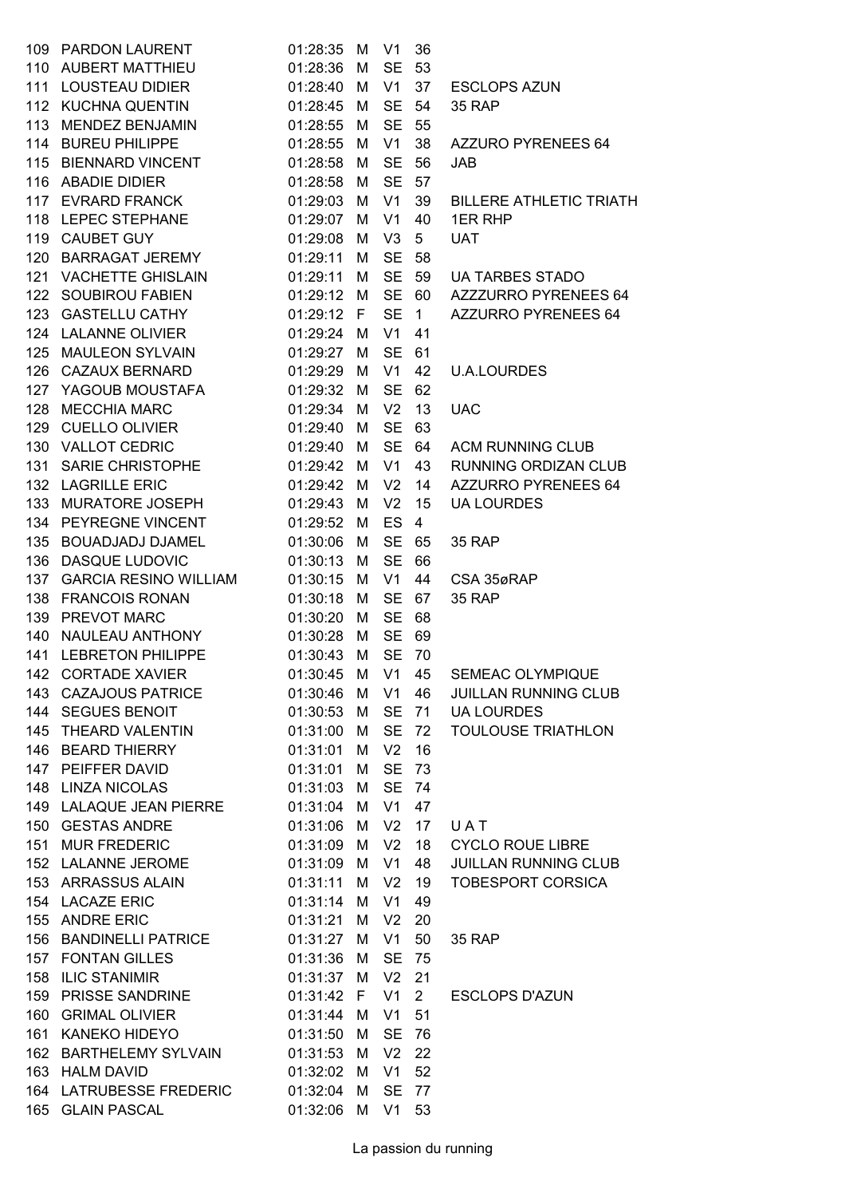| | | | | | | |
|---|---|---|---|---|---|---|
| 109 | PARDON LAURENT | 01:28:35 | M | V1 | 36 | |
| 110 | AUBERT MATTHIEU | 01:28:36 | M | SE | 53 | |
| 111 | LOUSTEAU DIDIER | 01:28:40 | M | V1 | 37 | ESCLOPS AZUN |
| 112 | KUCHNA QUENTIN | 01:28:45 | M | SE | 54 | 35 RAP |
| 113 | MENDEZ BENJAMIN | 01:28:55 | M | SE | 55 | |
| 114 | BUREU PHILIPPE | 01:28:55 | M | V1 | 38 | AZZURO PYRENEES 64 |
| 115 | BIENNARD VINCENT | 01:28:58 | M | SE | 56 | JAB |
| 116 | ABADIE DIDIER | 01:28:58 | M | SE | 57 | |
| 117 | EVRARD FRANCK | 01:29:03 | M | V1 | 39 | BILLERE ATHLETIC TRIATH |
| 118 | LEPEC STEPHANE | 01:29:07 | M | V1 | 40 | 1ER RHP |
| 119 | CAUBET GUY | 01:29:08 | M | V3 | 5 | UAT |
| 120 | BARRAGAT JEREMY | 01:29:11 | M | SE | 58 | |
| 121 | VACHETTE GHISLAIN | 01:29:11 | M | SE | 59 | UA TARBES STADO |
| 122 | SOUBIROU FABIEN | 01:29:12 | M | SE | 60 | AZZZURRO PYRENEES 64 |
| 123 | GASTELLU CATHY | 01:29:12 | F | SE | 1 | AZZURRO PYRENEES 64 |
| 124 | LALANNE OLIVIER | 01:29:24 | M | V1 | 41 | |
| 125 | MAULEON SYLVAIN | 01:29:27 | M | SE | 61 | |
| 126 | CAZAUX BERNARD | 01:29:29 | M | V1 | 42 | U.A.LOURDES |
| 127 | YAGOUB MOUSTAFA | 01:29:32 | M | SE | 62 | |
| 128 | MECCHIA MARC | 01:29:34 | M | V2 | 13 | UAC |
| 129 | CUELLO OLIVIER | 01:29:40 | M | SE | 63 | |
| 130 | VALLOT CEDRIC | 01:29:40 | M | SE | 64 | ACM RUNNING CLUB |
| 131 | SARIE CHRISTOPHE | 01:29:42 | M | V1 | 43 | RUNNING ORDIZAN CLUB |
| 132 | LAGRILLE ERIC | 01:29:42 | M | V2 | 14 | AZZURRO PYRENEES 64 |
| 133 | MURATORE JOSEPH | 01:29:43 | M | V2 | 15 | UA LOURDES |
| 134 | PEYREGNE VINCENT | 01:29:52 | M | ES | 4 | |
| 135 | BOUADJADJ DJAMEL | 01:30:06 | M | SE | 65 | 35 RAP |
| 136 | DASQUE LUDOVIC | 01:30:13 | M | SE | 66 | |
| 137 | GARCIA RESINO WILLIAM | 01:30:15 | M | V1 | 44 | CSA 35øRAP |
| 138 | FRANCOIS RONAN | 01:30:18 | M | SE | 67 | 35 RAP |
| 139 | PREVOT MARC | 01:30:20 | M | SE | 68 | |
| 140 | NAULEAU ANTHONY | 01:30:28 | M | SE | 69 | |
| 141 | LEBRETON PHILIPPE | 01:30:43 | M | SE | 70 | |
| 142 | CORTADE XAVIER | 01:30:45 | M | V1 | 45 | SEMEAC OLYMPIQUE |
| 143 | CAZAJOUS PATRICE | 01:30:46 | M | V1 | 46 | JUILLAN RUNNING CLUB |
| 144 | SEGUES BENOIT | 01:30:53 | M | SE | 71 | UA LOURDES |
| 145 | THEARD VALENTIN | 01:31:00 | M | SE | 72 | TOULOUSE TRIATHLON |
| 146 | BEARD THIERRY | 01:31:01 | M | V2 | 16 | |
| 147 | PEIFFER DAVID | 01:31:01 | M | SE | 73 | |
| 148 | LINZA NICOLAS | 01:31:03 | M | SE | 74 | |
| 149 | LALAQUE JEAN PIERRE | 01:31:04 | M | V1 | 47 | |
| 150 | GESTAS ANDRE | 01:31:06 | M | V2 | 17 | U A T |
| 151 | MUR FREDERIC | 01:31:09 | M | V2 | 18 | CYCLO ROUE LIBRE |
| 152 | LALANNE JEROME | 01:31:09 | M | V1 | 48 | JUILLAN RUNNING CLUB |
| 153 | ARRASSUS ALAIN | 01:31:11 | M | V2 | 19 | TOBESPORT CORSICA |
| 154 | LACAZE ERIC | 01:31:14 | M | V1 | 49 | |
| 155 | ANDRE ERIC | 01:31:21 | M | V2 | 20 | |
| 156 | BANDINELLI PATRICE | 01:31:27 | M | V1 | 50 | 35 RAP |
| 157 | FONTAN GILLES | 01:31:36 | M | SE | 75 | |
| 158 | ILIC STANIMIR | 01:31:37 | M | V2 | 21 | |
| 159 | PRISSE SANDRINE | 01:31:42 | F | V1 | 2 | ESCLOPS D'AZUN |
| 160 | GRIMAL OLIVIER | 01:31:44 | M | V1 | 51 | |
| 161 | KANEKO HIDEYO | 01:31:50 | M | SE | 76 | |
| 162 | BARTHELEMY SYLVAIN | 01:31:53 | M | V2 | 22 | |
| 163 | HALM DAVID | 01:32:02 | M | V1 | 52 | |
| 164 | LATRUBESSE FREDERIC | 01:32:04 | M | SE | 77 | |
| 165 | GLAIN PASCAL | 01:32:06 | M | V1 | 53 | |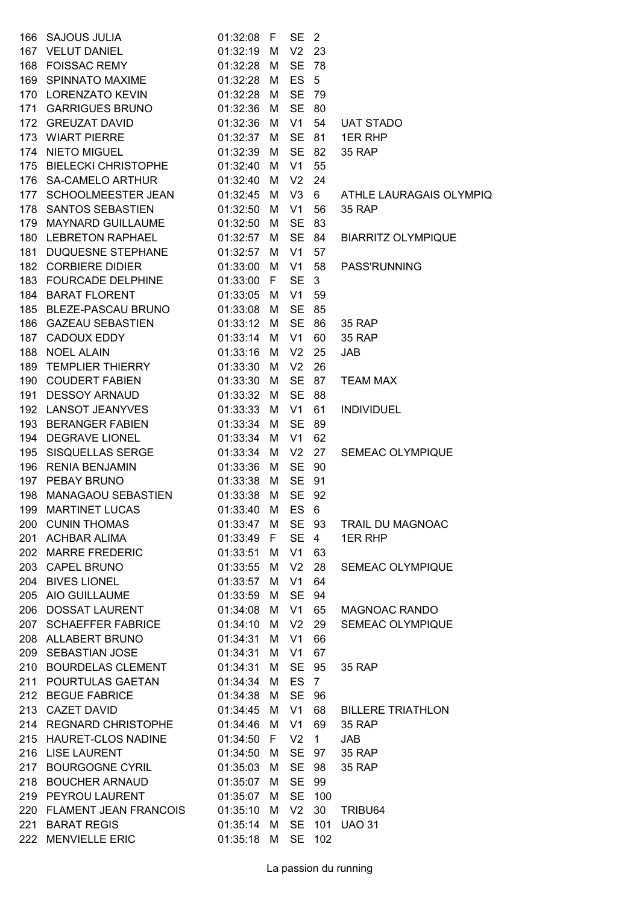| | | | | | | |
|---|---|---|---|---|---|---|
| 166 | SAJOUS JULIA | 01:32:08 | F | SE | 2 | |
| 167 | VELUT DANIEL | 01:32:19 | M | V2 | 23 | |
| 168 | FOISSAC REMY | 01:32:28 | M | SE | 78 | |
| 169 | SPINNATO MAXIME | 01:32:28 | M | ES | 5 | |
| 170 | LORENZATO KEVIN | 01:32:28 | M | SE | 79 | |
| 171 | GARRIGUES BRUNO | 01:32:36 | M | SE | 80 | |
| 172 | GREUZAT DAVID | 01:32:36 | M | V1 | 54 | UAT STADO |
| 173 | WIART PIERRE | 01:32:37 | M | SE | 81 | 1ER RHP |
| 174 | NIETO MIGUEL | 01:32:39 | M | SE | 82 | 35 RAP |
| 175 | BIELECKI CHRISTOPHE | 01:32:40 | M | V1 | 55 | |
| 176 | SA-CAMELO ARTHUR | 01:32:40 | M | V2 | 24 | |
| 177 | SCHOOLMEESTER JEAN | 01:32:45 | M | V3 | 6 | ATHLE LAURAGAIS OLYMPIQ |
| 178 | SANTOS SEBASTIEN | 01:32:50 | M | V1 | 56 | 35 RAP |
| 179 | MAYNARD GUILLAUME | 01:32:50 | M | SE | 83 | |
| 180 | LEBRETON RAPHAEL | 01:32:57 | M | SE | 84 | BIARRITZ OLYMPIQUE |
| 181 | DUQUESNE STEPHANE | 01:32:57 | M | V1 | 57 | |
| 182 | CORBIERE DIDIER | 01:33:00 | M | V1 | 58 | PASS'RUNNING |
| 183 | FOURCADE DELPHINE | 01:33:00 | F | SE | 3 | |
| 184 | BARAT FLORENT | 01:33:05 | M | V1 | 59 | |
| 185 | BLEZE-PASCAU BRUNO | 01:33:08 | M | SE | 85 | |
| 186 | GAZEAU SEBASTIEN | 01:33:12 | M | SE | 86 | 35 RAP |
| 187 | CADOUX EDDY | 01:33:14 | M | V1 | 60 | 35 RAP |
| 188 | NOEL ALAIN | 01:33:16 | M | V2 | 25 | JAB |
| 189 | TEMPLIER THIERRY | 01:33:30 | M | V2 | 26 | |
| 190 | COUDERT FABIEN | 01:33:30 | M | SE | 87 | TEAM MAX |
| 191 | DESSOY ARNAUD | 01:33:32 | M | SE | 88 | |
| 192 | LANSOT JEANYVES | 01:33:33 | M | V1 | 61 | INDIVIDUEL |
| 193 | BERANGER FABIEN | 01:33:34 | M | SE | 89 | |
| 194 | DEGRAVE LIONEL | 01:33:34 | M | V1 | 62 | |
| 195 | SISQUELLAS SERGE | 01:33:34 | M | V2 | 27 | SEMEAC OLYMPIQUE |
| 196 | RENIA BENJAMIN | 01:33:36 | M | SE | 90 | |
| 197 | PEBAY BRUNO | 01:33:38 | M | SE | 91 | |
| 198 | MANAGAOU SEBASTIEN | 01:33:38 | M | SE | 92 | |
| 199 | MARTINET LUCAS | 01:33:40 | M | ES | 6 | |
| 200 | CUNIN THOMAS | 01:33:47 | M | SE | 93 | TRAIL DU MAGNOAC |
| 201 | ACHBAR ALIMA | 01:33:49 | F | SE | 4 | 1ER RHP |
| 202 | MARRE FREDERIC | 01:33:51 | M | V1 | 63 | |
| 203 | CAPEL BRUNO | 01:33:55 | M | V2 | 28 | SEMEAC OLYMPIQUE |
| 204 | BIVES LIONEL | 01:33:57 | M | V1 | 64 | |
| 205 | AIO GUILLAUME | 01:33:59 | M | SE | 94 | |
| 206 | DOSSAT LAURENT | 01:34:08 | M | V1 | 65 | MAGNOAC RANDO |
| 207 | SCHAEFFER FABRICE | 01:34:10 | M | V2 | 29 | SEMEAC OLYMPIQUE |
| 208 | ALLABERT BRUNO | 01:34:31 | M | V1 | 66 | |
| 209 | SEBASTIAN JOSE | 01:34:31 | M | V1 | 67 | |
| 210 | BOURDELAS CLEMENT | 01:34:31 | M | SE | 95 | 35 RAP |
| 211 | POURTULAS GAETAN | 01:34:34 | M | ES | 7 | |
| 212 | BEGUE FABRICE | 01:34:38 | M | SE | 96 | |
| 213 | CAZET DAVID | 01:34:45 | M | V1 | 68 | BILLERE TRIATHLON |
| 214 | REGNARD CHRISTOPHE | 01:34:46 | M | V1 | 69 | 35 RAP |
| 215 | HAURET-CLOS NADINE | 01:34:50 | F | V2 | 1 | JAB |
| 216 | LISE LAURENT | 01:34:50 | M | SE | 97 | 35 RAP |
| 217 | BOURGOGNE CYRIL | 01:35:03 | M | SE | 98 | 35 RAP |
| 218 | BOUCHER ARNAUD | 01:35:07 | M | SE | 99 | |
| 219 | PEYROU LAURENT | 01:35:07 | M | SE | 100 | |
| 220 | FLAMENT JEAN FRANCOIS | 01:35:10 | M | V2 | 30 | TRIBU64 |
| 221 | BARAT REGIS | 01:35:14 | M | SE | 101 | UAO 31 |
| 222 | MENVIELLE ERIC | 01:35:18 | M | SE | 102 | |

La passion du running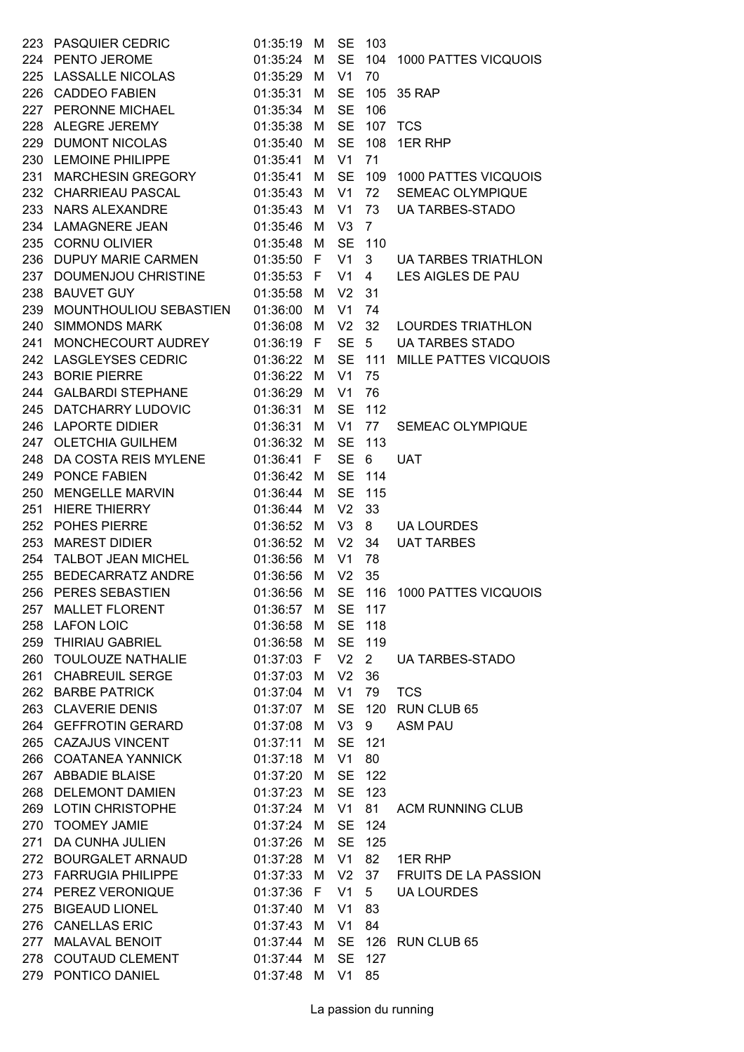| | | | | | | |
|---|---|---|---|---|---|---|
| 223 | PASQUIER CEDRIC | 01:35:19 | M | SE | 103 | |
| 224 | PENTO JEROME | 01:35:24 | M | SE | 104 | 1000 PATTES VICQUOIS |
| 225 | LASSALLE NICOLAS | 01:35:29 | M | V1 | 70 | |
| 226 | CADDEO FABIEN | 01:35:31 | M | SE | 105 | 35 RAP |
| 227 | PERONNE MICHAEL | 01:35:34 | M | SE | 106 | |
| 228 | ALEGRE JEREMY | 01:35:38 | M | SE | 107 | TCS |
| 229 | DUMONT NICOLAS | 01:35:40 | M | SE | 108 | 1ER RHP |
| 230 | LEMOINE PHILIPPE | 01:35:41 | M | V1 | 71 | |
| 231 | MARCHESIN GREGORY | 01:35:41 | M | SE | 109 | 1000 PATTES VICQUOIS |
| 232 | CHARRIEAU PASCAL | 01:35:43 | M | V1 | 72 | SEMEAC OLYMPIQUE |
| 233 | NARS ALEXANDRE | 01:35:43 | M | V1 | 73 | UA TARBES-STADO |
| 234 | LAMAGNERE JEAN | 01:35:46 | M | V3 | 7 | |
| 235 | CORNU OLIVIER | 01:35:48 | M | SE | 110 | |
| 236 | DUPUY MARIE CARMEN | 01:35:50 | F | V1 | 3 | UA TARBES TRIATHLON |
| 237 | DOUMENJOU CHRISTINE | 01:35:53 | F | V1 | 4 | LES AIGLES DE PAU |
| 238 | BAUVET GUY | 01:35:58 | M | V2 | 31 | |
| 239 | MOUNTHOULIOU SEBASTIEN | 01:36:00 | M | V1 | 74 | |
| 240 | SIMMONDS MARK | 01:36:08 | M | V2 | 32 | LOURDES TRIATHLON |
| 241 | MONCHECOURT AUDREY | 01:36:19 | F | SE | 5 | UA TARBES STADO |
| 242 | LASGLEYSES CEDRIC | 01:36:22 | M | SE | 111 | MILLE PATTES VICQUOIS |
| 243 | BORIE PIERRE | 01:36:22 | M | V1 | 75 | |
| 244 | GALBARDI STEPHANE | 01:36:29 | M | V1 | 76 | |
| 245 | DATCHARRY LUDOVIC | 01:36:31 | M | SE | 112 | |
| 246 | LAPORTE DIDIER | 01:36:31 | M | V1 | 77 | SEMEAC OLYMPIQUE |
| 247 | OLETCHIA GUILHEM | 01:36:32 | M | SE | 113 | |
| 248 | DA COSTA REIS MYLENE | 01:36:41 | F | SE | 6 | UAT |
| 249 | PONCE FABIEN | 01:36:42 | M | SE | 114 | |
| 250 | MENGELLE MARVIN | 01:36:44 | M | SE | 115 | |
| 251 | HIERE THIERRY | 01:36:44 | M | V2 | 33 | |
| 252 | POHES PIERRE | 01:36:52 | M | V3 | 8 | UA LOURDES |
| 253 | MAREST DIDIER | 01:36:52 | M | V2 | 34 | UAT TARBES |
| 254 | TALBOT JEAN MICHEL | 01:36:56 | M | V1 | 78 | |
| 255 | BEDECARRATZ ANDRE | 01:36:56 | M | V2 | 35 | |
| 256 | PERES SEBASTIEN | 01:36:56 | M | SE | 116 | 1000 PATTES VICQUOIS |
| 257 | MALLET FLORENT | 01:36:57 | M | SE | 117 | |
| 258 | LAFON LOIC | 01:36:58 | M | SE | 118 | |
| 259 | THIRIAU GABRIEL | 01:36:58 | M | SE | 119 | |
| 260 | TOULOUZE NATHALIE | 01:37:03 | F | V2 | 2 | UA TARBES-STADO |
| 261 | CHABREUIL SERGE | 01:37:03 | M | V2 | 36 | |
| 262 | BARBE PATRICK | 01:37:04 | M | V1 | 79 | TCS |
| 263 | CLAVERIE DENIS | 01:37:07 | M | SE | 120 | RUN CLUB 65 |
| 264 | GEFFROTIN GERARD | 01:37:08 | M | V3 | 9 | ASM PAU |
| 265 | CAZAJUS VINCENT | 01:37:11 | M | SE | 121 | |
| 266 | COATANEA YANNICK | 01:37:18 | M | V1 | 80 | |
| 267 | ABBADIE BLAISE | 01:37:20 | M | SE | 122 | |
| 268 | DELEMONT DAMIEN | 01:37:23 | M | SE | 123 | |
| 269 | LOTIN CHRISTOPHE | 01:37:24 | M | V1 | 81 | ACM RUNNING CLUB |
| 270 | TOOMEY JAMIE | 01:37:24 | M | SE | 124 | |
| 271 | DA CUNHA JULIEN | 01:37:26 | M | SE | 125 | |
| 272 | BOURGALET ARNAUD | 01:37:28 | M | V1 | 82 | 1ER RHP |
| 273 | FARRUGIA PHILIPPE | 01:37:33 | M | V2 | 37 | FRUITS DE LA PASSION |
| 274 | PEREZ VERONIQUE | 01:37:36 | F | V1 | 5 | UA LOURDES |
| 275 | BIGEAUD LIONEL | 01:37:40 | M | V1 | 83 | |
| 276 | CANELLAS ERIC | 01:37:43 | M | V1 | 84 | |
| 277 | MALAVAL BENOIT | 01:37:44 | M | SE | 126 | RUN CLUB 65 |
| 278 | COUTAUD CLEMENT | 01:37:44 | M | SE | 127 | |
| 279 | PONTICO DANIEL | 01:37:48 | M | V1 | 85 | |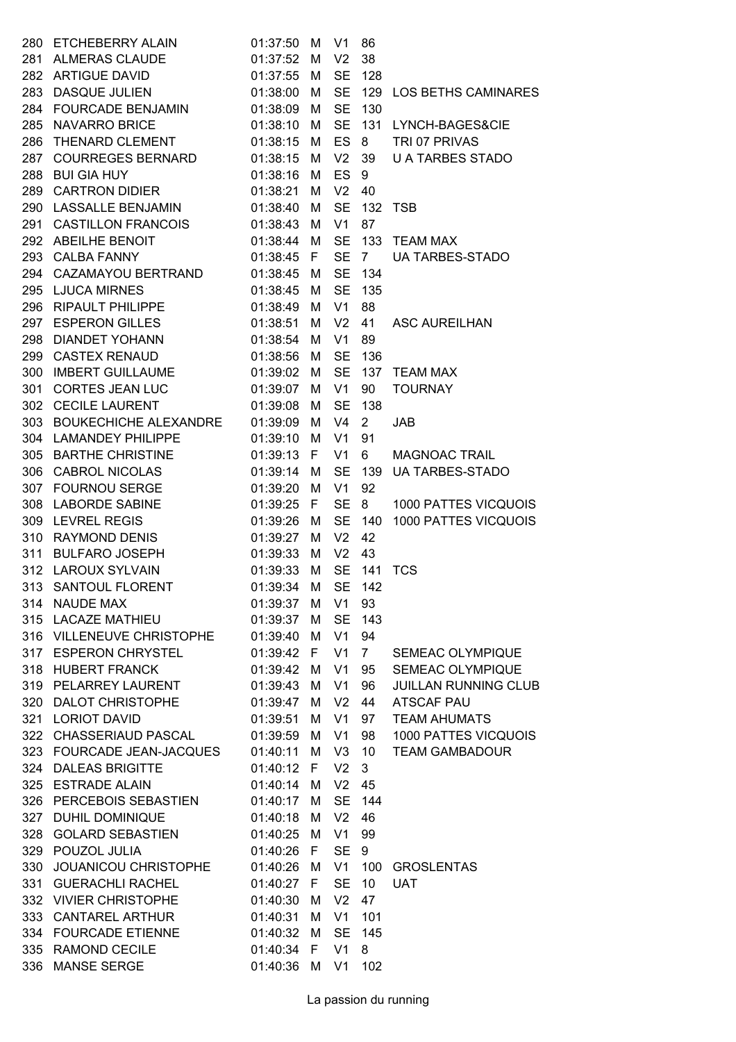| | | | | | | |
|---|---|---|---|---|---|---|
| 280 | ETCHEBERRY ALAIN | 01:37:50 | M | V1 | 86 | |
| 281 | ALMERAS CLAUDE | 01:37:52 | M | V2 | 38 | |
| 282 | ARTIGUE DAVID | 01:37:55 | M | SE | 128 | |
| 283 | DASQUE JULIEN | 01:38:00 | M | SE | 129 | LOS BETHS CAMINARES |
| 284 | FOURCADE BENJAMIN | 01:38:09 | M | SE | 130 | |
| 285 | NAVARRO BRICE | 01:38:10 | M | SE | 131 | LYNCH-BAGES&CIE |
| 286 | THENARD CLEMENT | 01:38:15 | M | ES | 8 | TRI 07 PRIVAS |
| 287 | COURREGES BERNARD | 01:38:15 | M | V2 | 39 | U A TARBES STADO |
| 288 | BUI GIA HUY | 01:38:16 | M | ES | 9 | |
| 289 | CARTRON DIDIER | 01:38:21 | M | V2 | 40 | |
| 290 | LASSALLE BENJAMIN | 01:38:40 | M | SE | 132 | TSB |
| 291 | CASTILLON FRANCOIS | 01:38:43 | M | V1 | 87 | |
| 292 | ABEILHE BENOIT | 01:38:44 | M | SE | 133 | TEAM MAX |
| 293 | CALBA FANNY | 01:38:45 | F | SE | 7 | UA TARBES-STADO |
| 294 | CAZAMAYOU BERTRAND | 01:38:45 | M | SE | 134 | |
| 295 | LJUCA MIRNES | 01:38:45 | M | SE | 135 | |
| 296 | RIPAULT PHILIPPE | 01:38:49 | M | V1 | 88 | |
| 297 | ESPERON GILLES | 01:38:51 | M | V2 | 41 | ASC AUREILHAN |
| 298 | DIANDET YOHANN | 01:38:54 | M | V1 | 89 | |
| 299 | CASTEX RENAUD | 01:38:56 | M | SE | 136 | |
| 300 | IMBERT GUILLAUME | 01:39:02 | M | SE | 137 | TEAM MAX |
| 301 | CORTES JEAN LUC | 01:39:07 | M | V1 | 90 | TOURNAY |
| 302 | CECILE LAURENT | 01:39:08 | M | SE | 138 | |
| 303 | BOUKECHICHE ALEXANDRE | 01:39:09 | M | V4 | 2 | JAB |
| 304 | LAMANDEY PHILIPPE | 01:39:10 | M | V1 | 91 | |
| 305 | BARTHE CHRISTINE | 01:39:13 | F | V1 | 6 | MAGNOAC TRAIL |
| 306 | CABROL NICOLAS | 01:39:14 | M | SE | 139 | UA TARBES-STADO |
| 307 | FOURNOU SERGE | 01:39:20 | M | V1 | 92 | |
| 308 | LABORDE SABINE | 01:39:25 | F | SE | 8 | 1000 PATTES VICQUOIS |
| 309 | LEVREL REGIS | 01:39:26 | M | SE | 140 | 1000 PATTES VICQUOIS |
| 310 | RAYMOND DENIS | 01:39:27 | M | V2 | 42 | |
| 311 | BULFARO JOSEPH | 01:39:33 | M | V2 | 43 | |
| 312 | LAROUX SYLVAIN | 01:39:33 | M | SE | 141 | TCS |
| 313 | SANTOUL FLORENT | 01:39:34 | M | SE | 142 | |
| 314 | NAUDE MAX | 01:39:37 | M | V1 | 93 | |
| 315 | LACAZE MATHIEU | 01:39:37 | M | SE | 143 | |
| 316 | VILLENEUVE CHRISTOPHE | 01:39:40 | M | V1 | 94 | |
| 317 | ESPERON CHRYSTEL | 01:39:42 | F | V1 | 7 | SEMEAC OLYMPIQUE |
| 318 | HUBERT FRANCK | 01:39:42 | M | V1 | 95 | SEMEAC OLYMPIQUE |
| 319 | PELARREY LAURENT | 01:39:43 | M | V1 | 96 | JUILLAN RUNNING CLUB |
| 320 | DALOT CHRISTOPHE | 01:39:47 | M | V2 | 44 | ATSCAF PAU |
| 321 | LORIOT DAVID | 01:39:51 | M | V1 | 97 | TEAM AHUMATS |
| 322 | CHASSERIAUD PASCAL | 01:39:59 | M | V1 | 98 | 1000 PATTES VICQUOIS |
| 323 | FOURCADE JEAN-JACQUES | 01:40:11 | M | V3 | 10 | TEAM GAMBADOUR |
| 324 | DALEAS BRIGITTE | 01:40:12 | F | V2 | 3 | |
| 325 | ESTRADE ALAIN | 01:40:14 | M | V2 | 45 | |
| 326 | PERCEBOIS SEBASTIEN | 01:40:17 | M | SE | 144 | |
| 327 | DUHIL DOMINIQUE | 01:40:18 | M | V2 | 46 | |
| 328 | GOLARD SEBASTIEN | 01:40:25 | M | V1 | 99 | |
| 329 | POUZOL JULIA | 01:40:26 | F | SE | 9 | |
| 330 | JOUANICOU CHRISTOPHE | 01:40:26 | M | V1 | 100 | GROSLENTAS |
| 331 | GUERACHLI RACHEL | 01:40:27 | F | SE | 10 | UAT |
| 332 | VIVIER CHRISTOPHE | 01:40:30 | M | V2 | 47 | |
| 333 | CANTAREL ARTHUR | 01:40:31 | M | V1 | 101 | |
| 334 | FOURCADE ETIENNE | 01:40:32 | M | SE | 145 | |
| 335 | RAMOND CECILE | 01:40:34 | F | V1 | 8 | |
| 336 | MANSE SERGE | 01:40:36 | M | V1 | 102 | |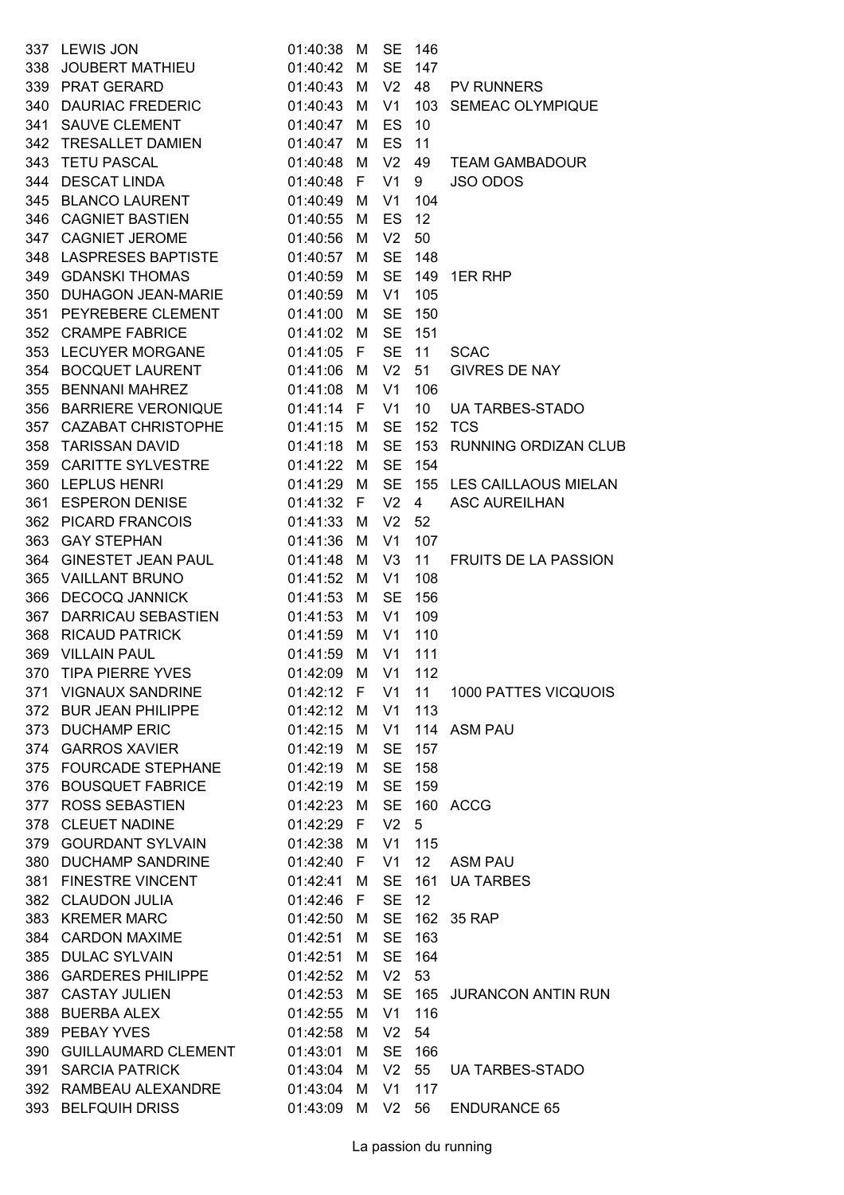| | | | | | | |
|---|---|---|---|---|---|---|
| 337 | LEWIS JON | 01:40:38 | M | SE | 146 | |
| 338 | JOUBERT MATHIEU | 01:40:42 | M | SE | 147 | |
| 339 | PRAT GERARD | 01:40:43 | M | V2 | 48 | PV RUNNERS |
| 340 | DAURIAC FREDERIC | 01:40:43 | M | V1 | 103 | SEMEAC OLYMPIQUE |
| 341 | SAUVE CLEMENT | 01:40:47 | M | ES | 10 | |
| 342 | TRESALLET DAMIEN | 01:40:47 | M | ES | 11 | |
| 343 | TETU PASCAL | 01:40:48 | M | V2 | 49 | TEAM GAMBADOUR |
| 344 | DESCAT LINDA | 01:40:48 | F | V1 | 9 | JSO ODOS |
| 345 | BLANCO LAURENT | 01:40:49 | M | V1 | 104 | |
| 346 | CAGNIET BASTIEN | 01:40:55 | M | ES | 12 | |
| 347 | CAGNIET JEROME | 01:40:56 | M | V2 | 50 | |
| 348 | LASPRESES BAPTISTE | 01:40:57 | M | SE | 148 | |
| 349 | GDANSKI THOMAS | 01:40:59 | M | SE | 149 | 1ER RHP |
| 350 | DUHAGON JEAN-MARIE | 01:40:59 | M | V1 | 105 | |
| 351 | PEYREBERE CLEMENT | 01:41:00 | M | SE | 150 | |
| 352 | CRAMPE FABRICE | 01:41:02 | M | SE | 151 | |
| 353 | LECUYER MORGANE | 01:41:05 | F | SE | 11 | SCAC |
| 354 | BOCQUET LAURENT | 01:41:06 | M | V2 | 51 | GIVRES DE NAY |
| 355 | BENNANI MAHREZ | 01:41:08 | M | V1 | 106 | |
| 356 | BARRIERE VERONIQUE | 01:41:14 | F | V1 | 10 | UA TARBES-STADO |
| 357 | CAZABAT CHRISTOPHE | 01:41:15 | M | SE | 152 | TCS |
| 358 | TARISSAN DAVID | 01:41:18 | M | SE | 153 | RUNNING ORDIZAN CLUB |
| 359 | CARITTE SYLVESTRE | 01:41:22 | M | SE | 154 | |
| 360 | LEPLUS HENRI | 01:41:29 | M | SE | 155 | LES CAILLAOUS MIELAN |
| 361 | ESPERON DENISE | 01:41:32 | F | V2 | 4 | ASC AUREILHAN |
| 362 | PICARD FRANCOIS | 01:41:33 | M | V2 | 52 | |
| 363 | GAY STEPHAN | 01:41:36 | M | V1 | 107 | |
| 364 | GINESTET JEAN PAUL | 01:41:48 | M | V3 | 11 | FRUITS DE LA PASSION |
| 365 | VAILLANT BRUNO | 01:41:52 | M | V1 | 108 | |
| 366 | DECOCQ JANNICK | 01:41:53 | M | SE | 156 | |
| 367 | DARRICAU SEBASTIEN | 01:41:53 | M | V1 | 109 | |
| 368 | RICAUD PATRICK | 01:41:59 | M | V1 | 110 | |
| 369 | VILLAIN PAUL | 01:41:59 | M | V1 | 111 | |
| 370 | TIPA PIERRE YVES | 01:42:09 | M | V1 | 112 | |
| 371 | VIGNAUX SANDRINE | 01:42:12 | F | V1 | 11 | 1000 PATTES VICQUOIS |
| 372 | BUR JEAN PHILIPPE | 01:42:12 | M | V1 | 113 | |
| 373 | DUCHAMP ERIC | 01:42:15 | M | V1 | 114 | ASM PAU |
| 374 | GARROS XAVIER | 01:42:19 | M | SE | 157 | |
| 375 | FOURCADE STEPHANE | 01:42:19 | M | SE | 158 | |
| 376 | BOUSQUET FABRICE | 01:42:19 | M | SE | 159 | |
| 377 | ROSS SEBASTIEN | 01:42:23 | M | SE | 160 | ACCG |
| 378 | CLEUET NADINE | 01:42:29 | F | V2 | 5 | |
| 379 | GOURDANT SYLVAIN | 01:42:38 | M | V1 | 115 | |
| 380 | DUCHAMP SANDRINE | 01:42:40 | F | V1 | 12 | ASM PAU |
| 381 | FINESTRE VINCENT | 01:42:41 | M | SE | 161 | UA TARBES |
| 382 | CLAUDON JULIA | 01:42:46 | F | SE | 12 | |
| 383 | KREMER MARC | 01:42:50 | M | SE | 162 | 35 RAP |
| 384 | CARDON MAXIME | 01:42:51 | M | SE | 163 | |
| 385 | DULAC SYLVAIN | 01:42:51 | M | SE | 164 | |
| 386 | GARDERES PHILIPPE | 01:42:52 | M | V2 | 53 | |
| 387 | CASTAY JULIEN | 01:42:53 | M | SE | 165 | JURANCON ANTIN RUN |
| 388 | BUERBA ALEX | 01:42:55 | M | V1 | 116 | |
| 389 | PEBAY YVES | 01:42:58 | M | V2 | 54 | |
| 390 | GUILLAUMARD CLEMENT | 01:43:01 | M | SE | 166 | |
| 391 | SARCIA PATRICK | 01:43:04 | M | V2 | 55 | UA TARBES-STADO |
| 392 | RAMBEAU ALEXANDRE | 01:43:04 | M | V1 | 117 | |
| 393 | BELFQUIH DRISS | 01:43:09 | M | V2 | 56 | ENDURANCE 65 |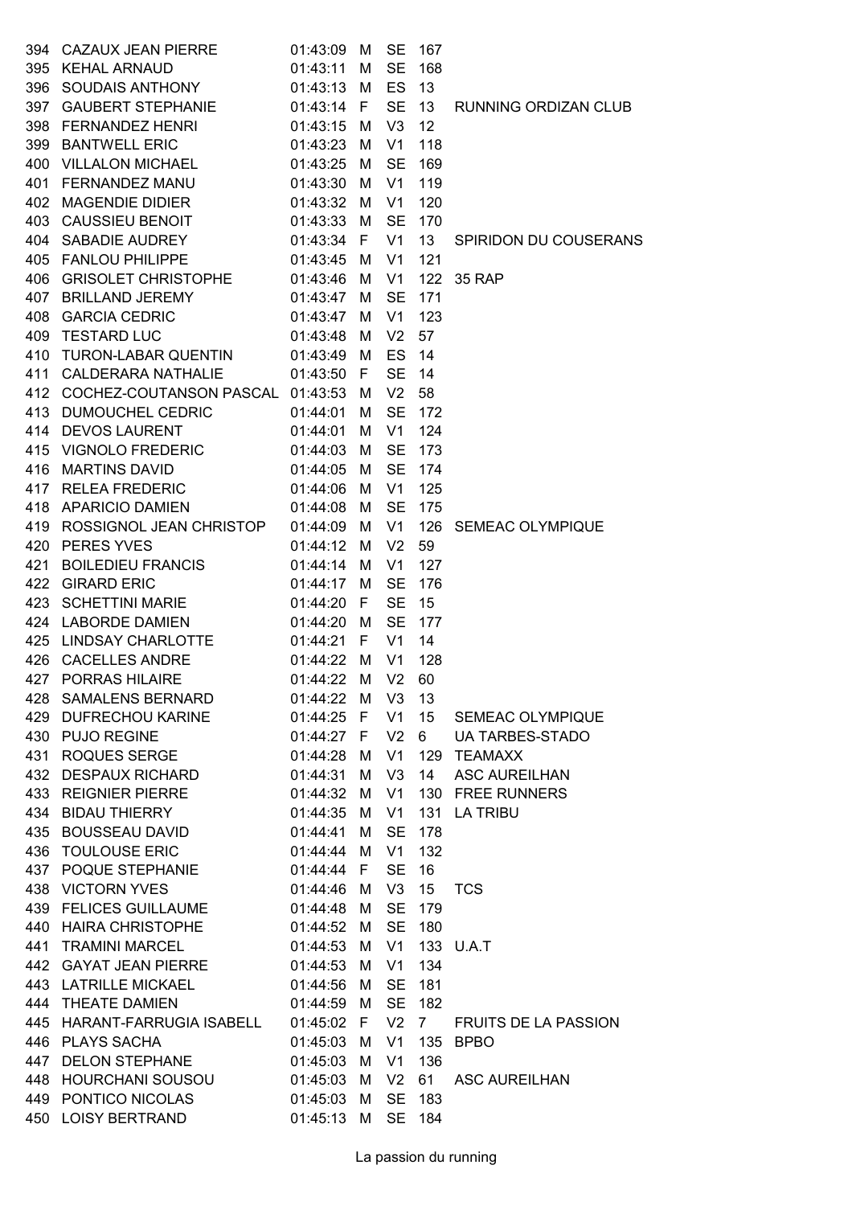| | | | | | | |
|---|---|---|---|---|---|---|
| 394 | CAZAUX JEAN PIERRE | 01:43:09 | M | SE | 167 | |
| 395 | KEHAL ARNAUD | 01:43:11 | M | SE | 168 | |
| 396 | SOUDAIS ANTHONY | 01:43:13 | M | ES | 13 | |
| 397 | GAUBERT STEPHANIE | 01:43:14 | F | SE | 13 | RUNNING ORDIZAN CLUB |
| 398 | FERNANDEZ HENRI | 01:43:15 | M | V3 | 12 | |
| 399 | BANTWELL ERIC | 01:43:23 | M | V1 | 118 | |
| 400 | VILLALON MICHAEL | 01:43:25 | M | SE | 169 | |
| 401 | FERNANDEZ MANU | 01:43:30 | M | V1 | 119 | |
| 402 | MAGENDIE DIDIER | 01:43:32 | M | V1 | 120 | |
| 403 | CAUSSIEU BENOIT | 01:43:33 | M | SE | 170 | |
| 404 | SABADIE AUDREY | 01:43:34 | F | V1 | 13 | SPIRIDON DU COUSERANS |
| 405 | FANLOU PHILIPPE | 01:43:45 | M | V1 | 121 | |
| 406 | GRISOLET CHRISTOPHE | 01:43:46 | M | V1 | 122 | 35 RAP |
| 407 | BRILLAND JEREMY | 01:43:47 | M | SE | 171 | |
| 408 | GARCIA CEDRIC | 01:43:47 | M | V1 | 123 | |
| 409 | TESTARD LUC | 01:43:48 | M | V2 | 57 | |
| 410 | TURON-LABAR QUENTIN | 01:43:49 | M | ES | 14 | |
| 411 | CALDERARA NATHALIE | 01:43:50 | F | SE | 14 | |
| 412 | COCHEZ-COUTANSON PASCAL | 01:43:53 | M | V2 | 58 | |
| 413 | DUMOUCHEL CEDRIC | 01:44:01 | M | SE | 172 | |
| 414 | DEVOS LAURENT | 01:44:01 | M | V1 | 124 | |
| 415 | VIGNOLO FREDERIC | 01:44:03 | M | SE | 173 | |
| 416 | MARTINS DAVID | 01:44:05 | M | SE | 174 | |
| 417 | RELEA FREDERIC | 01:44:06 | M | V1 | 125 | |
| 418 | APARICIO DAMIEN | 01:44:08 | M | SE | 175 | |
| 419 | ROSSIGNOL JEAN CHRISTOP | 01:44:09 | M | V1 | 126 | SEMEAC OLYMPIQUE |
| 420 | PERES YVES | 01:44:12 | M | V2 | 59 | |
| 421 | BOILEDIEU FRANCIS | 01:44:14 | M | V1 | 127 | |
| 422 | GIRARD ERIC | 01:44:17 | M | SE | 176 | |
| 423 | SCHETTINI MARIE | 01:44:20 | F | SE | 15 | |
| 424 | LABORDE DAMIEN | 01:44:20 | M | SE | 177 | |
| 425 | LINDSAY CHARLOTTE | 01:44:21 | F | V1 | 14 | |
| 426 | CACELLES ANDRE | 01:44:22 | M | V1 | 128 | |
| 427 | PORRAS HILAIRE | 01:44:22 | M | V2 | 60 | |
| 428 | SAMALENS BERNARD | 01:44:22 | M | V3 | 13 | |
| 429 | DUFRECHOU KARINE | 01:44:25 | F | V1 | 15 | SEMEAC OLYMPIQUE |
| 430 | PUJO REGINE | 01:44:27 | F | V2 | 6 | UA TARBES-STADO |
| 431 | ROQUES SERGE | 01:44:28 | M | V1 | 129 | TEAMAXX |
| 432 | DESPAUX RICHARD | 01:44:31 | M | V3 | 14 | ASC AUREILHAN |
| 433 | REIGNIER PIERRE | 01:44:32 | M | V1 | 130 | FREE RUNNERS |
| 434 | BIDAU THIERRY | 01:44:35 | M | V1 | 131 | LA TRIBU |
| 435 | BOUSSEAU DAVID | 01:44:41 | M | SE | 178 | |
| 436 | TOULOUSE ERIC | 01:44:44 | M | V1 | 132 | |
| 437 | POQUE STEPHANIE | 01:44:44 | F | SE | 16 | |
| 438 | VICTORN YVES | 01:44:46 | M | V3 | 15 | TCS |
| 439 | FELICES GUILLAUME | 01:44:48 | M | SE | 179 | |
| 440 | HAIRA CHRISTOPHE | 01:44:52 | M | SE | 180 | |
| 441 | TRAMINI MARCEL | 01:44:53 | M | V1 | 133 | U.A.T |
| 442 | GAYAT JEAN PIERRE | 01:44:53 | M | V1 | 134 | |
| 443 | LATRILLE MICKAEL | 01:44:56 | M | SE | 181 | |
| 444 | THEATE DAMIEN | 01:44:59 | M | SE | 182 | |
| 445 | HARANT-FARRUGIA ISABELL | 01:45:02 | F | V2 | 7 | FRUITS DE LA PASSION |
| 446 | PLAYS SACHA | 01:45:03 | M | V1 | 135 | BPBO |
| 447 | DELON STEPHANE | 01:45:03 | M | V1 | 136 | |
| 448 | HOURCHANI SOUSOU | 01:45:03 | M | V2 | 61 | ASC AUREILHAN |
| 449 | PONTICO NICOLAS | 01:45:03 | M | SE | 183 | |
| 450 | LOISY BERTRAND | 01:45:13 | M | SE | 184 | |

La passion du running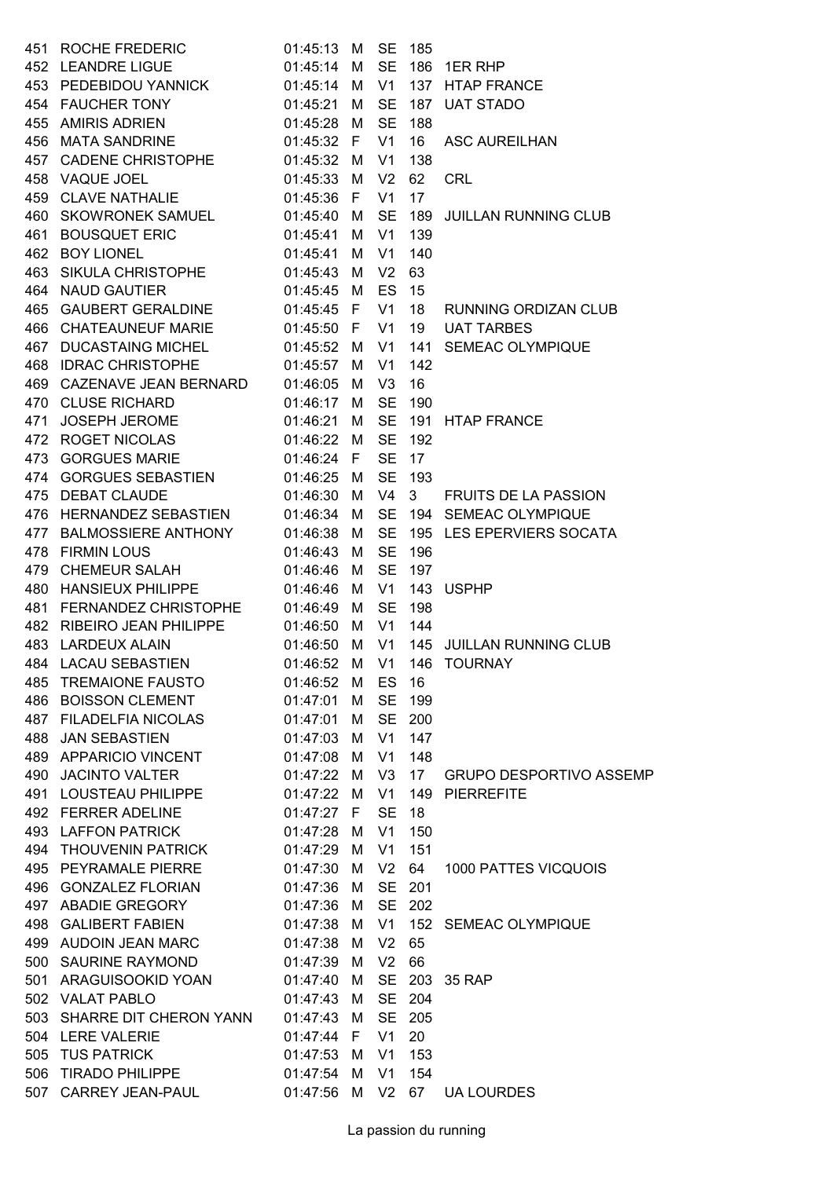| | | | | | | |
|---|---|---|---|---|---|---|
| 451 | ROCHE FREDERIC | 01:45:13 | M | SE | 185 | |
| 452 | LEANDRE LIGUE | 01:45:14 | M | SE | 186 | 1ER RHP |
| 453 | PEDEBIDOU YANNICK | 01:45:14 | M | V1 | 137 | HTAP FRANCE |
| 454 | FAUCHER TONY | 01:45:21 | M | SE | 187 | UAT STADO |
| 455 | AMIRIS ADRIEN | 01:45:28 | M | SE | 188 | |
| 456 | MATA SANDRINE | 01:45:32 | F | V1 | 16 | ASC AUREILHAN |
| 457 | CADENE CHRISTOPHE | 01:45:32 | M | V1 | 138 | |
| 458 | VAQUE JOEL | 01:45:33 | M | V2 | 62 | CRL |
| 459 | CLAVE NATHALIE | 01:45:36 | F | V1 | 17 | |
| 460 | SKOWRONEK SAMUEL | 01:45:40 | M | SE | 189 | JUILLAN RUNNING CLUB |
| 461 | BOUSQUET ERIC | 01:45:41 | M | V1 | 139 | |
| 462 | BOY LIONEL | 01:45:41 | M | V1 | 140 | |
| 463 | SIKULA CHRISTOPHE | 01:45:43 | M | V2 | 63 | |
| 464 | NAUD GAUTIER | 01:45:45 | M | ES | 15 | |
| 465 | GAUBERT GERALDINE | 01:45:45 | F | V1 | 18 | RUNNING ORDIZAN CLUB |
| 466 | CHATEAUNEUF MARIE | 01:45:50 | F | V1 | 19 | UAT TARBES |
| 467 | DUCASTAING MICHEL | 01:45:52 | M | V1 | 141 | SEMEAC OLYMPIQUE |
| 468 | IDRAC CHRISTOPHE | 01:45:57 | M | V1 | 142 | |
| 469 | CAZENAVE JEAN BERNARD | 01:46:05 | M | V3 | 16 | |
| 470 | CLUSE RICHARD | 01:46:17 | M | SE | 190 | |
| 471 | JOSEPH JEROME | 01:46:21 | M | SE | 191 | HTAP FRANCE |
| 472 | ROGET NICOLAS | 01:46:22 | M | SE | 192 | |
| 473 | GORGUES MARIE | 01:46:24 | F | SE | 17 | |
| 474 | GORGUES SEBASTIEN | 01:46:25 | M | SE | 193 | |
| 475 | DEBAT CLAUDE | 01:46:30 | M | V4 | 3 | FRUITS DE LA PASSION |
| 476 | HERNANDEZ SEBASTIEN | 01:46:34 | M | SE | 194 | SEMEAC OLYMPIQUE |
| 477 | BALMOSSIERE ANTHONY | 01:46:38 | M | SE | 195 | LES EPERVIERS SOCATA |
| 478 | FIRMIN LOUS | 01:46:43 | M | SE | 196 | |
| 479 | CHEMEUR SALAH | 01:46:46 | M | SE | 197 | |
| 480 | HANSIEUX PHILIPPE | 01:46:46 | M | V1 | 143 | USPHP |
| 481 | FERNANDEZ CHRISTOPHE | 01:46:49 | M | SE | 198 | |
| 482 | RIBEIRO JEAN PHILIPPE | 01:46:50 | M | V1 | 144 | |
| 483 | LARDEUX ALAIN | 01:46:50 | M | V1 | 145 | JUILLAN RUNNING CLUB |
| 484 | LACAU SEBASTIEN | 01:46:52 | M | V1 | 146 | TOURNAY |
| 485 | TREMAIONE FAUSTO | 01:46:52 | M | ES | 16 | |
| 486 | BOISSON CLEMENT | 01:47:01 | M | SE | 199 | |
| 487 | FILADELFIA NICOLAS | 01:47:01 | M | SE | 200 | |
| 488 | JAN SEBASTIEN | 01:47:03 | M | V1 | 147 | |
| 489 | APPARICIO VINCENT | 01:47:08 | M | V1 | 148 | |
| 490 | JACINTO VALTER | 01:47:22 | M | V3 | 17 | GRUPO DESPORTIVO ASSEMP |
| 491 | LOUSTEAU PHILIPPE | 01:47:22 | M | V1 | 149 | PIERREFITE |
| 492 | FERRER ADELINE | 01:47:27 | F | SE | 18 | |
| 493 | LAFFON PATRICK | 01:47:28 | M | V1 | 150 | |
| 494 | THOUVENIN PATRICK | 01:47:29 | M | V1 | 151 | |
| 495 | PEYRAMALE PIERRE | 01:47:30 | M | V2 | 64 | 1000 PATTES VICQUOIS |
| 496 | GONZALEZ FLORIAN | 01:47:36 | M | SE | 201 | |
| 497 | ABADIE GREGORY | 01:47:36 | M | SE | 202 | |
| 498 | GALIBERT FABIEN | 01:47:38 | M | V1 | 152 | SEMEAC OLYMPIQUE |
| 499 | AUDOIN JEAN MARC | 01:47:38 | M | V2 | 65 | |
| 500 | SAURINE RAYMOND | 01:47:39 | M | V2 | 66 | |
| 501 | ARAGUISOOKID YOAN | 01:47:40 | M | SE | 203 | 35 RAP |
| 502 | VALAT PABLO | 01:47:43 | M | SE | 204 | |
| 503 | SHARRE DIT CHERON YANN | 01:47:43 | M | SE | 205 | |
| 504 | LERE VALERIE | 01:47:44 | F | V1 | 20 | |
| 505 | TUS PATRICK | 01:47:53 | M | V1 | 153 | |
| 506 | TIRADO PHILIPPE | 01:47:54 | M | V1 | 154 | |
| 507 | CARREY JEAN-PAUL | 01:47:56 | M | V2 | 67 | UA LOURDES |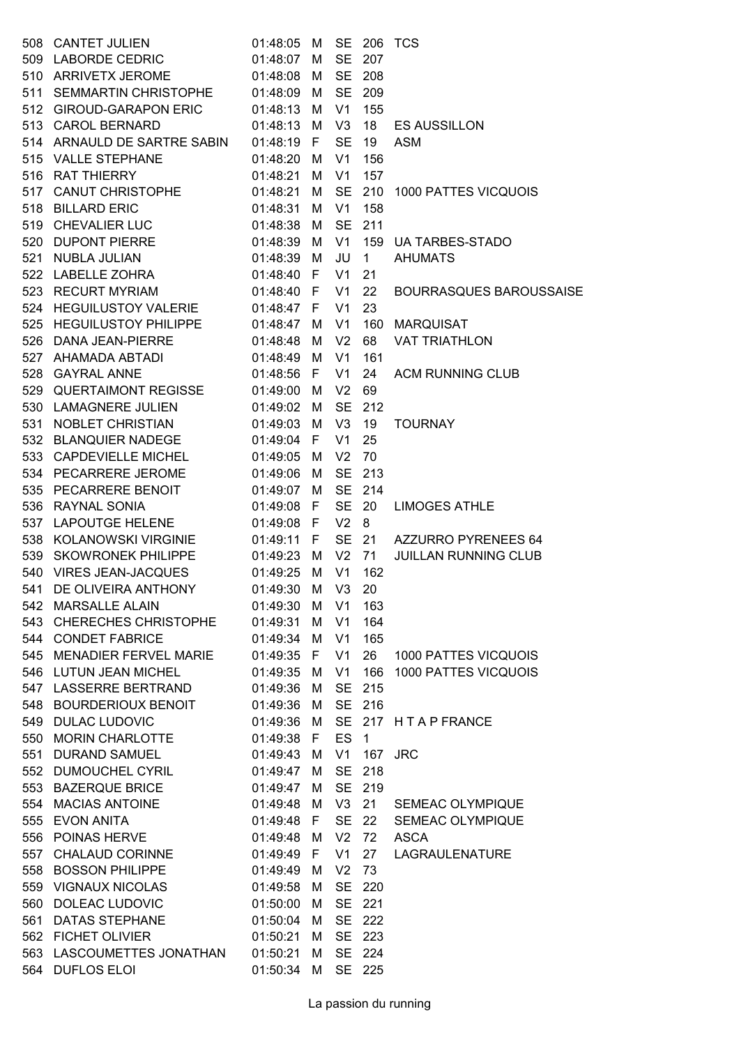| | | | | | | |
|---|---|---|---|---|---|---|
| 508 | CANTET JULIEN | 01:48:05 | M | SE | 206 | TCS |
| 509 | LABORDE CEDRIC | 01:48:07 | M | SE | 207 | |
| 510 | ARRIVETX JEROME | 01:48:08 | M | SE | 208 | |
| 511 | SEMMARTIN CHRISTOPHE | 01:48:09 | M | SE | 209 | |
| 512 | GIROUD-GARAPON ERIC | 01:48:13 | M | V1 | 155 | |
| 513 | CAROL BERNARD | 01:48:13 | M | V3 | 18 | ES AUSSILLON |
| 514 | ARNAULD DE SARTRE SABIN | 01:48:19 | F | SE | 19 | ASM |
| 515 | VALLE STEPHANE | 01:48:20 | M | V1 | 156 | |
| 516 | RAT THIERRY | 01:48:21 | M | V1 | 157 | |
| 517 | CANUT CHRISTOPHE | 01:48:21 | M | SE | 210 | 1000 PATTES VICQUOIS |
| 518 | BILLARD ERIC | 01:48:31 | M | V1 | 158 | |
| 519 | CHEVALIER LUC | 01:48:38 | M | SE | 211 | |
| 520 | DUPONT PIERRE | 01:48:39 | M | V1 | 159 | UA TARBES-STADO |
| 521 | NUBLA JULIAN | 01:48:39 | M | JU | 1 | AHUMATS |
| 522 | LABELLE ZOHRA | 01:48:40 | F | V1 | 21 | |
| 523 | RECURT MYRIAM | 01:48:40 | F | V1 | 22 | BOURRASQUES BAROUSSAISE |
| 524 | HEGUILUSTOY VALERIE | 01:48:47 | F | V1 | 23 | |
| 525 | HEGUILUSTOY PHILIPPE | 01:48:47 | M | V1 | 160 | MARQUISAT |
| 526 | DANA JEAN-PIERRE | 01:48:48 | M | V2 | 68 | VAT TRIATHLON |
| 527 | AHAMADA ABTADI | 01:48:49 | M | V1 | 161 | |
| 528 | GAYRAL ANNE | 01:48:56 | F | V1 | 24 | ACM RUNNING CLUB |
| 529 | QUERTAIMONT REGISSE | 01:49:00 | M | V2 | 69 | |
| 530 | LAMAGNERE JULIEN | 01:49:02 | M | SE | 212 | |
| 531 | NOBLET CHRISTIAN | 01:49:03 | M | V3 | 19 | TOURNAY |
| 532 | BLANQUIER NADEGE | 01:49:04 | F | V1 | 25 | |
| 533 | CAPDEVIELLE MICHEL | 01:49:05 | M | V2 | 70 | |
| 534 | PECARRERE JEROME | 01:49:06 | M | SE | 213 | |
| 535 | PECARRERE BENOIT | 01:49:07 | M | SE | 214 | |
| 536 | RAYNAL SONIA | 01:49:08 | F | SE | 20 | LIMOGES ATHLE |
| 537 | LAPOUTGE HELENE | 01:49:08 | F | V2 | 8 | |
| 538 | KOLANOWSKI VIRGINIE | 01:49:11 | F | SE | 21 | AZZURRO PYRENEES 64 |
| 539 | SKOWRONEK PHILIPPE | 01:49:23 | M | V2 | 71 | JUILLAN RUNNING CLUB |
| 540 | VIRES JEAN-JACQUES | 01:49:25 | M | V1 | 162 | |
| 541 | DE OLIVEIRA ANTHONY | 01:49:30 | M | V3 | 20 | |
| 542 | MARSALLE ALAIN | 01:49:30 | M | V1 | 163 | |
| 543 | CHERECHES CHRISTOPHE | 01:49:31 | M | V1 | 164 | |
| 544 | CONDET FABRICE | 01:49:34 | M | V1 | 165 | |
| 545 | MENADIER FERVEL MARIE | 01:49:35 | F | V1 | 26 | 1000 PATTES VICQUOIS |
| 546 | LUTUN JEAN MICHEL | 01:49:35 | M | V1 | 166 | 1000 PATTES VICQUOIS |
| 547 | LASSERRE BERTRAND | 01:49:36 | M | SE | 215 | |
| 548 | BOURDERIOUX BENOIT | 01:49:36 | M | SE | 216 | |
| 549 | DULAC LUDOVIC | 01:49:36 | M | SE | 217 | H T A P FRANCE |
| 550 | MORIN CHARLOTTE | 01:49:38 | F | ES | 1 | |
| 551 | DURAND SAMUEL | 01:49:43 | M | V1 | 167 | JRC |
| 552 | DUMOUCHEL CYRIL | 01:49:47 | M | SE | 218 | |
| 553 | BAZERQUE BRICE | 01:49:47 | M | SE | 219 | |
| 554 | MACIAS ANTOINE | 01:49:48 | M | V3 | 21 | SEMEAC OLYMPIQUE |
| 555 | EVON ANITA | 01:49:48 | F | SE | 22 | SEMEAC OLYMPIQUE |
| 556 | POINAS HERVE | 01:49:48 | M | V2 | 72 | ASCA |
| 557 | CHALAUD CORINNE | 01:49:49 | F | V1 | 27 | LAGRAULENATURE |
| 558 | BOSSON PHILIPPE | 01:49:49 | M | V2 | 73 | |
| 559 | VIGNAUX NICOLAS | 01:49:58 | M | SE | 220 | |
| 560 | DOLEAC LUDOVIC | 01:50:00 | M | SE | 221 | |
| 561 | DATAS STEPHANE | 01:50:04 | M | SE | 222 | |
| 562 | FICHET OLIVIER | 01:50:21 | M | SE | 223 | |
| 563 | LASCOUMETTES JONATHAN | 01:50:21 | M | SE | 224 | |
| 564 | DUFLOS ELOI | 01:50:34 | M | SE | 225 | |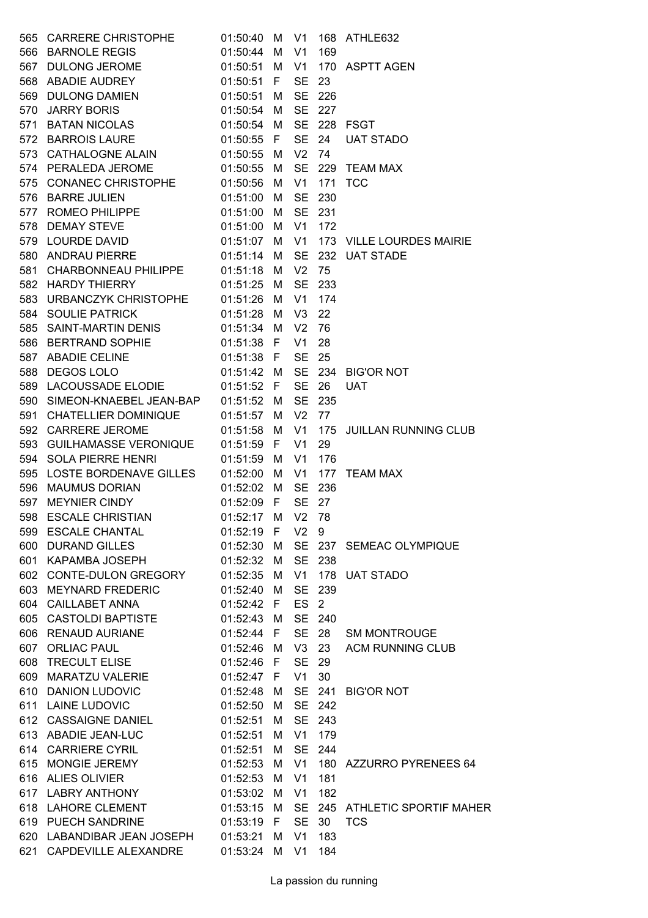| | | | | | | |
|---|---|---|---|---|---|---|
| 565 | CARRERE CHRISTOPHE | 01:50:40 | M | V1 | 168 | ATHLE632 |
| 566 | BARNOLE REGIS | 01:50:44 | M | V1 | 169 | |
| 567 | DULONG JEROME | 01:50:51 | M | V1 | 170 | ASPTT AGEN |
| 568 | ABADIE AUDREY | 01:50:51 | F | SE | 23 | |
| 569 | DULONG DAMIEN | 01:50:51 | M | SE | 226 | |
| 570 | JARRY BORIS | 01:50:54 | M | SE | 227 | |
| 571 | BATAN NICOLAS | 01:50:54 | M | SE | 228 | FSGT |
| 572 | BARROIS LAURE | 01:50:55 | F | SE | 24 | UAT STADO |
| 573 | CATHALOGNE ALAIN | 01:50:55 | M | V2 | 74 | |
| 574 | PERALEDA JEROME | 01:50:55 | M | SE | 229 | TEAM MAX |
| 575 | CONANEC CHRISTOPHE | 01:50:56 | M | V1 | 171 | TCC |
| 576 | BARRE JULIEN | 01:51:00 | M | SE | 230 | |
| 577 | ROMEO PHILIPPE | 01:51:00 | M | SE | 231 | |
| 578 | DEMAY STEVE | 01:51:00 | M | V1 | 172 | |
| 579 | LOURDE DAVID | 01:51:07 | M | V1 | 173 | VILLE LOURDES MAIRIE |
| 580 | ANDRAU PIERRE | 01:51:14 | M | SE | 232 | UAT STADE |
| 581 | CHARBONNEAU PHILIPPE | 01:51:18 | M | V2 | 75 | |
| 582 | HARDY THIERRY | 01:51:25 | M | SE | 233 | |
| 583 | URBANCZYK CHRISTOPHE | 01:51:26 | M | V1 | 174 | |
| 584 | SOULIE PATRICK | 01:51:28 | M | V3 | 22 | |
| 585 | SAINT-MARTIN DENIS | 01:51:34 | M | V2 | 76 | |
| 586 | BERTRAND SOPHIE | 01:51:38 | F | V1 | 28 | |
| 587 | ABADIE CELINE | 01:51:38 | F | SE | 25 | |
| 588 | DEGOS LOLO | 01:51:42 | M | SE | 234 | BIG'OR NOT |
| 589 | LACOUSSADE ELODIE | 01:51:52 | F | SE | 26 | UAT |
| 590 | SIMEON-KNAEBEL JEAN-BAP | 01:51:52 | M | SE | 235 | |
| 591 | CHATELLIER DOMINIQUE | 01:51:57 | M | V2 | 77 | |
| 592 | CARRERE JEROME | 01:51:58 | M | V1 | 175 | JUILLAN RUNNING CLUB |
| 593 | GUILHAMASSE VERONIQUE | 01:51:59 | F | V1 | 29 | |
| 594 | SOLA PIERRE HENRI | 01:51:59 | M | V1 | 176 | |
| 595 | LOSTE BORDENAVE GILLES | 01:52:00 | M | V1 | 177 | TEAM MAX |
| 596 | MAUMUS DORIAN | 01:52:02 | M | SE | 236 | |
| 597 | MEYNIER CINDY | 01:52:09 | F | SE | 27 | |
| 598 | ESCALE CHRISTIAN | 01:52:17 | M | V2 | 78 | |
| 599 | ESCALE CHANTAL | 01:52:19 | F | V2 | 9 | |
| 600 | DURAND GILLES | 01:52:30 | M | SE | 237 | SEMEAC OLYMPIQUE |
| 601 | KAPAMBA JOSEPH | 01:52:32 | M | SE | 238 | |
| 602 | CONTE-DULON GREGORY | 01:52:35 | M | V1 | 178 | UAT STADO |
| 603 | MEYNARD FREDERIC | 01:52:40 | M | SE | 239 | |
| 604 | CAILLABET ANNA | 01:52:42 | F | ES | 2 | |
| 605 | CASTOLDI BAPTISTE | 01:52:43 | M | SE | 240 | |
| 606 | RENAUD AURIANE | 01:52:44 | F | SE | 28 | SM MONTROUGE |
| 607 | ORLIAC PAUL | 01:52:46 | M | V3 | 23 | ACM RUNNING CLUB |
| 608 | TRECULT ELISE | 01:52:46 | F | SE | 29 | |
| 609 | MARATZU VALERIE | 01:52:47 | F | V1 | 30 | |
| 610 | DANION LUDOVIC | 01:52:48 | M | SE | 241 | BIG'OR NOT |
| 611 | LAINE LUDOVIC | 01:52:50 | M | SE | 242 | |
| 612 | CASSAIGNE DANIEL | 01:52:51 | M | SE | 243 | |
| 613 | ABADIE JEAN-LUC | 01:52:51 | M | V1 | 179 | |
| 614 | CARRIERE CYRIL | 01:52:51 | M | SE | 244 | |
| 615 | MONGIE JEREMY | 01:52:53 | M | V1 | 180 | AZZURRO PYRENEES 64 |
| 616 | ALIES OLIVIER | 01:52:53 | M | V1 | 181 | |
| 617 | LABRY ANTHONY | 01:53:02 | M | V1 | 182 | |
| 618 | LAHORE CLEMENT | 01:53:15 | M | SE | 245 | ATHLETIC SPORTIF MAHER |
| 619 | PUECH SANDRINE | 01:53:19 | F | SE | 30 | TCS |
| 620 | LABANDIBAR JEAN JOSEPH | 01:53:21 | M | V1 | 183 | |
| 621 | CAPDEVILLE ALEXANDRE | 01:53:24 | M | V1 | 184 | |

La passion du running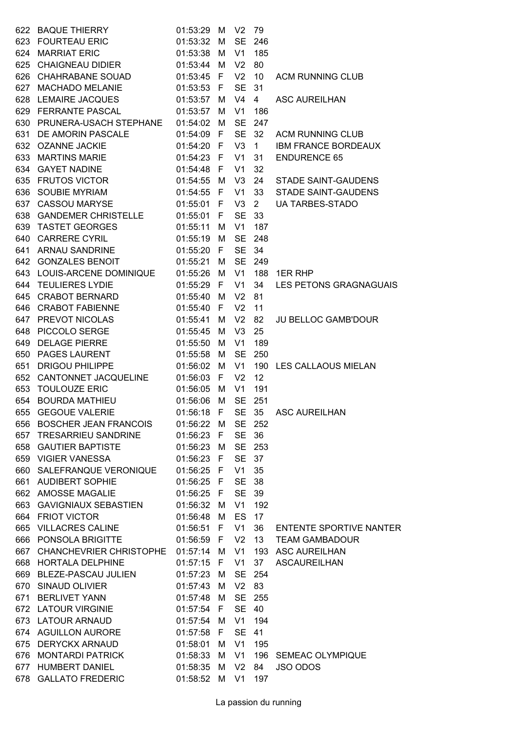| 622 | BAQUE THIERRY | 01:53:29 | M | V2 | 79 | |
|---|---|---|---|---|---|---|
| 623 | FOURTEAU ERIC | 01:53:32 | M | SE | 246 | |
| 624 | MARRIAT ERIC | 01:53:38 | M | V1 | 185 | |
| 625 | CHAIGNEAU DIDIER | 01:53:44 | M | V2 | 80 | |
| 626 | CHAHRABANE SOUAD | 01:53:45 | F | V2 | 10 | ACM RUNNING CLUB |
| 627 | MACHADO MELANIE | 01:53:53 | F | SE | 31 | |
| 628 | LEMAIRE JACQUES | 01:53:57 | M | V4 | 4 | ASC AUREILHAN |
| 629 | FERRANTE PASCAL | 01:53:57 | M | V1 | 186 | |
| 630 | PRUNERA-USACH STEPHANE | 01:54:02 | M | SE | 247 | |
| 631 | DE AMORIN PASCALE | 01:54:09 | F | SE | 32 | ACM RUNNING CLUB |
| 632 | OZANNE JACKIE | 01:54:20 | F | V3 | 1 | IBM FRANCE BORDEAUX |
| 633 | MARTINS MARIE | 01:54:23 | F | V1 | 31 | ENDURENCE 65 |
| 634 | GAYET NADINE | 01:54:48 | F | V1 | 32 | |
| 635 | FRUTOS VICTOR | 01:54:55 | M | V3 | 24 | STADE SAINT-GAUDENS |
| 636 | SOUBIE MYRIAM | 01:54:55 | F | V1 | 33 | STADE SAINT-GAUDENS |
| 637 | CASSOU MARYSE | 01:55:01 | F | V3 | 2 | UA TARBES-STADO |
| 638 | GANDEMER CHRISTELLE | 01:55:01 | F | SE | 33 | |
| 639 | TASTET GEORGES | 01:55:11 | M | V1 | 187 | |
| 640 | CARRERE CYRIL | 01:55:19 | M | SE | 248 | |
| 641 | ARNAU SANDRINE | 01:55:20 | F | SE | 34 | |
| 642 | GONZALES BENOIT | 01:55:21 | M | SE | 249 | |
| 643 | LOUIS-ARCENE DOMINIQUE | 01:55:26 | M | V1 | 188 | 1ER RHP |
| 644 | TEULIERES LYDIE | 01:55:29 | F | V1 | 34 | LES PETONS GRAGNAGUAIS |
| 645 | CRABOT BERNARD | 01:55:40 | M | V2 | 81 | |
| 646 | CRABOT FABIENNE | 01:55:40 | F | V2 | 11 | |
| 647 | PREVOT NICOLAS | 01:55:41 | M | V2 | 82 | JU BELLOC GAMB'DOUR |
| 648 | PICCOLO SERGE | 01:55:45 | M | V3 | 25 | |
| 649 | DELAGE PIERRE | 01:55:50 | M | V1 | 189 | |
| 650 | PAGES LAURENT | 01:55:58 | M | SE | 250 | |
| 651 | DRIGOU PHILIPPE | 01:56:02 | M | V1 | 190 | LES CALLAOUS MIELAN |
| 652 | CANTONNET JACQUELINE | 01:56:03 | F | V2 | 12 | |
| 653 | TOULOUZE ERIC | 01:56:05 | M | V1 | 191 | |
| 654 | BOURDA MATHIEU | 01:56:06 | M | SE | 251 | |
| 655 | GEGOUE VALERIE | 01:56:18 | F | SE | 35 | ASC AUREILHAN |
| 656 | BOSCHER JEAN FRANCOIS | 01:56:22 | M | SE | 252 | |
| 657 | TRESARRIEU SANDRINE | 01:56:23 | F | SE | 36 | |
| 658 | GAUTIER BAPTISTE | 01:56:23 | M | SE | 253 | |
| 659 | VIGIER VANESSA | 01:56:23 | F | SE | 37 | |
| 660 | SALEFRANQUE VERONIQUE | 01:56:25 | F | V1 | 35 | |
| 661 | AUDIBERT SOPHIE | 01:56:25 | F | SE | 38 | |
| 662 | AMOSSE MAGALIE | 01:56:25 | F | SE | 39 | |
| 663 | GAVIGNIAUX SEBASTIEN | 01:56:32 | M | V1 | 192 | |
| 664 | FRIOT VICTOR | 01:56:48 | M | ES | 17 | |
| 665 | VILLACRES CALINE | 01:56:51 | F | V1 | 36 | ENTENTE SPORTIVE NANTER |
| 666 | PONSOLA BRIGITTE | 01:56:59 | F | V2 | 13 | TEAM GAMBADOUR |
| 667 | CHANCHEVRIER CHRISTOPHE | 01:57:14 | M | V1 | 193 | ASC AUREILHAN |
| 668 | HORTALA DELPHINE | 01:57:15 | F | V1 | 37 | ASCAUREILHAN |
| 669 | BLEZE-PASCAU JULIEN | 01:57:23 | M | SE | 254 | |
| 670 | SINAUD OLIVIER | 01:57:43 | M | V2 | 83 | |
| 671 | BERLIVET YANN | 01:57:48 | M | SE | 255 | |
| 672 | LATOUR VIRGINIE | 01:57:54 | F | SE | 40 | |
| 673 | LATOUR ARNAUD | 01:57:54 | M | V1 | 194 | |
| 674 | AGUILLON AURORE | 01:57:58 | F | SE | 41 | |
| 675 | DERYCKX ARNAUD | 01:58:01 | M | V1 | 195 | |
| 676 | MONTARDI PATRICK | 01:58:33 | M | V1 | 196 | SEMEAC OLYMPIQUE |
| 677 | HUMBERT DANIEL | 01:58:35 | M | V2 | 84 | JSO ODOS |
| 678 | GALLATO FREDERIC | 01:58:52 | M | V1 | 197 | |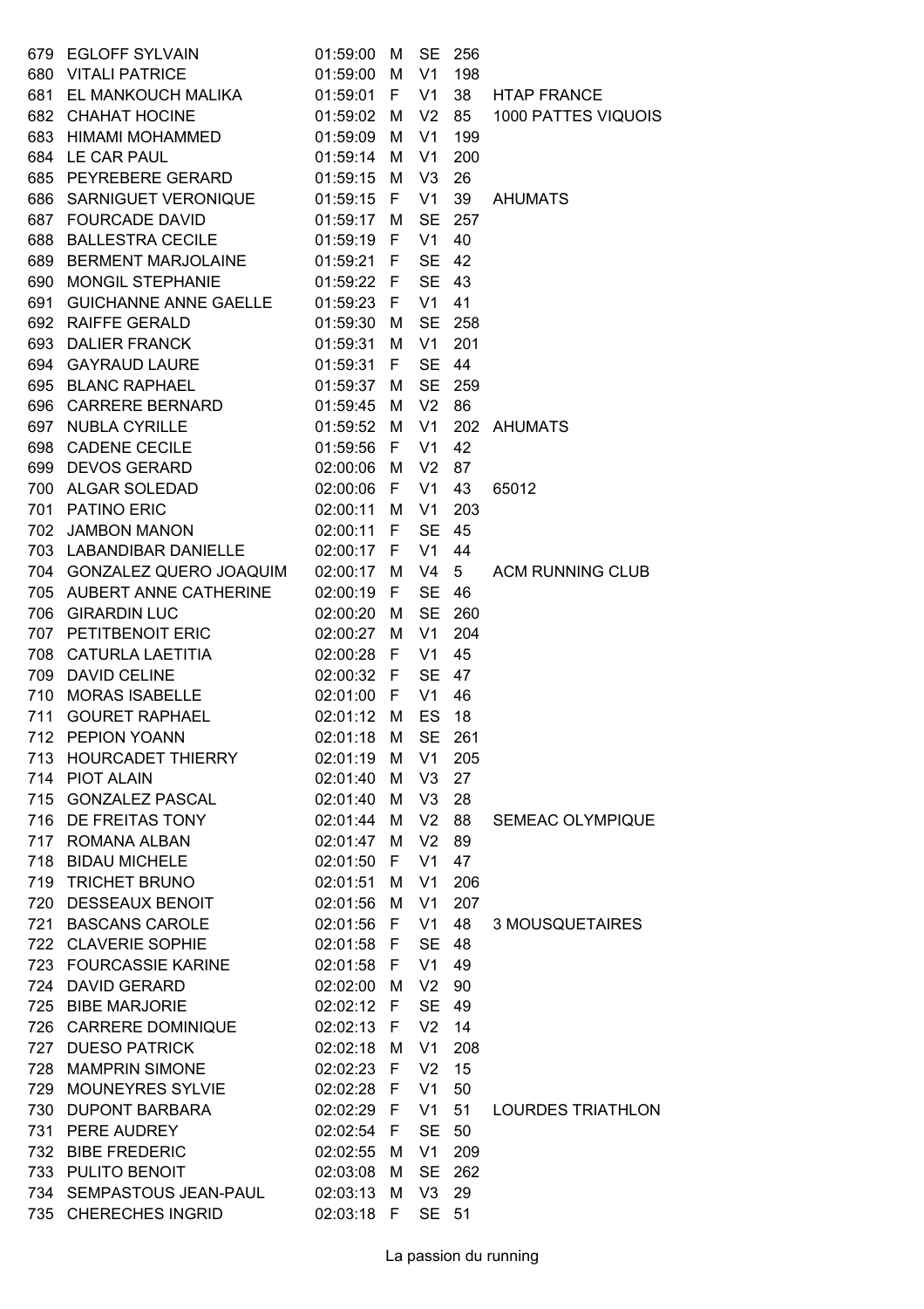| | | | | | | |
|---|---|---|---|---|---|---|
| 679 | EGLOFF SYLVAIN | 01:59:00 | M | SE | 256 | |
| 680 | VITALI PATRICE | 01:59:00 | M | V1 | 198 | |
| 681 | EL MANKOUCH MALIKA | 01:59:01 | F | V1 | 38 | HTAP FRANCE |
| 682 | CHAHAT HOCINE | 01:59:02 | M | V2 | 85 | 1000 PATTES VIQUOIS |
| 683 | HIMAMI MOHAMMED | 01:59:09 | M | V1 | 199 | |
| 684 | LE CAR PAUL | 01:59:14 | M | V1 | 200 | |
| 685 | PEYREBERE GERARD | 01:59:15 | M | V3 | 26 | |
| 686 | SARNIGUET VERONIQUE | 01:59:15 | F | V1 | 39 | AHUMATS |
| 687 | FOURCADE DAVID | 01:59:17 | M | SE | 257 | |
| 688 | BALLESTRA CECILE | 01:59:19 | F | V1 | 40 | |
| 689 | BERMENT MARJOLAINE | 01:59:21 | F | SE | 42 | |
| 690 | MONGIL STEPHANIE | 01:59:22 | F | SE | 43 | |
| 691 | GUICHANNE ANNE GAELLE | 01:59:23 | F | V1 | 41 | |
| 692 | RAIFFE GERALD | 01:59:30 | M | SE | 258 | |
| 693 | DALIER FRANCK | 01:59:31 | M | V1 | 201 | |
| 694 | GAYRAUD LAURE | 01:59:31 | F | SE | 44 | |
| 695 | BLANC RAPHAEL | 01:59:37 | M | SE | 259 | |
| 696 | CARRERE BERNARD | 01:59:45 | M | V2 | 86 | |
| 697 | NUBLA CYRILLE | 01:59:52 | M | V1 | 202 | AHUMATS |
| 698 | CADENE CECILE | 01:59:56 | F | V1 | 42 | |
| 699 | DEVOS GERARD | 02:00:06 | M | V2 | 87 | |
| 700 | ALGAR SOLEDAD | 02:00:06 | F | V1 | 43 | 65012 |
| 701 | PATINO ERIC | 02:00:11 | M | V1 | 203 | |
| 702 | JAMBON MANON | 02:00:11 | F | SE | 45 | |
| 703 | LABANDIBAR DANIELLE | 02:00:17 | F | V1 | 44 | |
| 704 | GONZALEZ QUERO JOAQUIM | 02:00:17 | M | V4 | 5 | ACM RUNNING CLUB |
| 705 | AUBERT ANNE CATHERINE | 02:00:19 | F | SE | 46 | |
| 706 | GIRARDIN LUC | 02:00:20 | M | SE | 260 | |
| 707 | PETITBENOIT ERIC | 02:00:27 | M | V1 | 204 | |
| 708 | CATURLA LAETITIA | 02:00:28 | F | V1 | 45 | |
| 709 | DAVID CELINE | 02:00:32 | F | SE | 47 | |
| 710 | MORAS ISABELLE | 02:01:00 | F | V1 | 46 | |
| 711 | GOURET RAPHAEL | 02:01:12 | M | ES | 18 | |
| 712 | PEPION YOANN | 02:01:18 | M | SE | 261 | |
| 713 | HOURCADET THIERRY | 02:01:19 | M | V1 | 205 | |
| 714 | PIOT ALAIN | 02:01:40 | M | V3 | 27 | |
| 715 | GONZALEZ PASCAL | 02:01:40 | M | V3 | 28 | |
| 716 | DE FREITAS TONY | 02:01:44 | M | V2 | 88 | SEMEAC OLYMPIQUE |
| 717 | ROMANA ALBAN | 02:01:47 | M | V2 | 89 | |
| 718 | BIDAU MICHELE | 02:01:50 | F | V1 | 47 | |
| 719 | TRICHET BRUNO | 02:01:51 | M | V1 | 206 | |
| 720 | DESSEAUX BENOIT | 02:01:56 | M | V1 | 207 | |
| 721 | BASCANS CAROLE | 02:01:56 | F | V1 | 48 | 3 MOUSQUETAIRES |
| 722 | CLAVERIE SOPHIE | 02:01:58 | F | SE | 48 | |
| 723 | FOURCASSIE KARINE | 02:01:58 | F | V1 | 49 | |
| 724 | DAVID GERARD | 02:02:00 | M | V2 | 90 | |
| 725 | BIBE MARJORIE | 02:02:12 | F | SE | 49 | |
| 726 | CARRERE DOMINIQUE | 02:02:13 | F | V2 | 14 | |
| 727 | DUESO PATRICK | 02:02:18 | M | V1 | 208 | |
| 728 | MAMPRIN SIMONE | 02:02:23 | F | V2 | 15 | |
| 729 | MOUNEYRES SYLVIE | 02:02:28 | F | V1 | 50 | |
| 730 | DUPONT BARBARA | 02:02:29 | F | V1 | 51 | LOURDES TRIATHLON |
| 731 | PERE AUDREY | 02:02:54 | F | SE | 50 | |
| 732 | BIBE FREDERIC | 02:02:55 | M | V1 | 209 | |
| 733 | PULITO BENOIT | 02:03:08 | M | SE | 262 | |
| 734 | SEMPASTOUS JEAN-PAUL | 02:03:13 | M | V3 | 29 | |
| 735 | CHERECHES INGRID | 02:03:18 | F | SE | 51 | |

La passion du running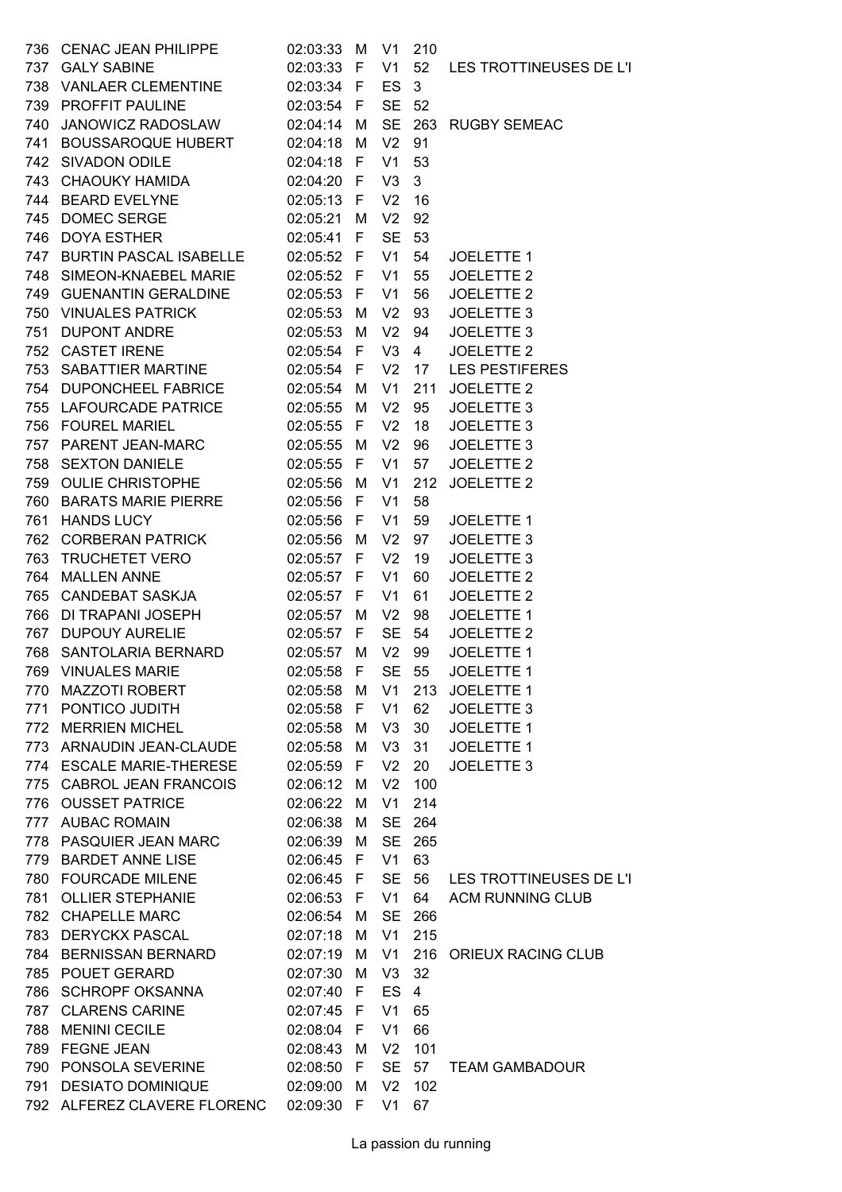| | | | | | | |
|---|---|---|---|---|---|---|
| 736 | CENAC JEAN PHILIPPE | 02:03:33 | M | V1 | 210 | |
| 737 | GALY SABINE | 02:03:33 | F | V1 | 52 | LES TROTTINEUSES DE L'I |
| 738 | VANLAER CLEMENTINE | 02:03:34 | F | ES | 3 | |
| 739 | PROFFIT PAULINE | 02:03:54 | F | SE | 52 | |
| 740 | JANOWICZ RADOSLAW | 02:04:14 | M | SE | 263 | RUGBY SEMEAC |
| 741 | BOUSSAROQUE HUBERT | 02:04:18 | M | V2 | 91 | |
| 742 | SIVADON ODILE | 02:04:18 | F | V1 | 53 | |
| 743 | CHAOUKY HAMIDA | 02:04:20 | F | V3 | 3 | |
| 744 | BEARD EVELYNE | 02:05:13 | F | V2 | 16 | |
| 745 | DOMEC SERGE | 02:05:21 | M | V2 | 92 | |
| 746 | DOYA ESTHER | 02:05:41 | F | SE | 53 | |
| 747 | BURTIN PASCAL ISABELLE | 02:05:52 | F | V1 | 54 | JOELETTE 1 |
| 748 | SIMEON-KNAEBEL MARIE | 02:05:52 | F | V1 | 55 | JOELETTE 2 |
| 749 | GUENANTIN GERALDINE | 02:05:53 | F | V1 | 56 | JOELETTE 2 |
| 750 | VINUALES PATRICK | 02:05:53 | M | V2 | 93 | JOELETTE 3 |
| 751 | DUPONT ANDRE | 02:05:53 | M | V2 | 94 | JOELETTE 3 |
| 752 | CASTET IRENE | 02:05:54 | F | V3 | 4 | JOELETTE 2 |
| 753 | SABATTIER MARTINE | 02:05:54 | F | V2 | 17 | LES PESTIFERES |
| 754 | DUPONCHEEL FABRICE | 02:05:54 | M | V1 | 211 | JOELETTE 2 |
| 755 | LAFOURCADE PATRICE | 02:05:55 | M | V2 | 95 | JOELETTE 3 |
| 756 | FOUREL MARIEL | 02:05:55 | F | V2 | 18 | JOELETTE 3 |
| 757 | PARENT JEAN-MARC | 02:05:55 | M | V2 | 96 | JOELETTE 3 |
| 758 | SEXTON DANIELE | 02:05:55 | F | V1 | 57 | JOELETTE 2 |
| 759 | OULIE CHRISTOPHE | 02:05:56 | M | V1 | 212 | JOELETTE 2 |
| 760 | BARATS MARIE PIERRE | 02:05:56 | F | V1 | 58 | |
| 761 | HANDS LUCY | 02:05:56 | F | V1 | 59 | JOELETTE 1 |
| 762 | CORBERAN PATRICK | 02:05:56 | M | V2 | 97 | JOELETTE 3 |
| 763 | TRUCHETET VERO | 02:05:57 | F | V2 | 19 | JOELETTE 3 |
| 764 | MALLEN ANNE | 02:05:57 | F | V1 | 60 | JOELETTE 2 |
| 765 | CANDEBAT SASKJA | 02:05:57 | F | V1 | 61 | JOELETTE 2 |
| 766 | DI TRAPANI JOSEPH | 02:05:57 | M | V2 | 98 | JOELETTE 1 |
| 767 | DUPOUY AURELIE | 02:05:57 | F | SE | 54 | JOELETTE 2 |
| 768 | SANTOLARIA BERNARD | 02:05:57 | M | V2 | 99 | JOELETTE 1 |
| 769 | VINUALES MARIE | 02:05:58 | F | SE | 55 | JOELETTE 1 |
| 770 | MAZZOTI ROBERT | 02:05:58 | M | V1 | 213 | JOELETTE 1 |
| 771 | PONTICO JUDITH | 02:05:58 | F | V1 | 62 | JOELETTE 3 |
| 772 | MERRIEN MICHEL | 02:05:58 | M | V3 | 30 | JOELETTE 1 |
| 773 | ARNAUDIN JEAN-CLAUDE | 02:05:58 | M | V3 | 31 | JOELETTE 1 |
| 774 | ESCALE MARIE-THERESE | 02:05:59 | F | V2 | 20 | JOELETTE 3 |
| 775 | CABROL JEAN FRANCOIS | 02:06:12 | M | V2 | 100 | |
| 776 | OUSSET PATRICE | 02:06:22 | M | V1 | 214 | |
| 777 | AUBAC ROMAIN | 02:06:38 | M | SE | 264 | |
| 778 | PASQUIER JEAN MARC | 02:06:39 | M | SE | 265 | |
| 779 | BARDET ANNE LISE | 02:06:45 | F | V1 | 63 | |
| 780 | FOURCADE MILENE | 02:06:45 | F | SE | 56 | LES TROTTINEUSES DE L'I |
| 781 | OLLIER STEPHANIE | 02:06:53 | F | V1 | 64 | ACM RUNNING CLUB |
| 782 | CHAPELLE MARC | 02:06:54 | M | SE | 266 | |
| 783 | DERYCKX PASCAL | 02:07:18 | M | V1 | 215 | |
| 784 | BERNISSAN BERNARD | 02:07:19 | M | V1 | 216 | ORIEUX RACING CLUB |
| 785 | POUET GERARD | 02:07:30 | M | V3 | 32 | |
| 786 | SCHROPF OKSANNA | 02:07:40 | F | ES | 4 | |
| 787 | CLARENS CARINE | 02:07:45 | F | V1 | 65 | |
| 788 | MENINI CECILE | 02:08:04 | F | V1 | 66 | |
| 789 | FEGNE JEAN | 02:08:43 | M | V2 | 101 | |
| 790 | PONSOLA SEVERINE | 02:08:50 | F | SE | 57 | TEAM GAMBADOUR |
| 791 | DESIATO DOMINIQUE | 02:09:00 | M | V2 | 102 | |
| 792 | ALFEREZ CLAVERE FLORENC | 02:09:30 | F | V1 | 67 | |

La passion du running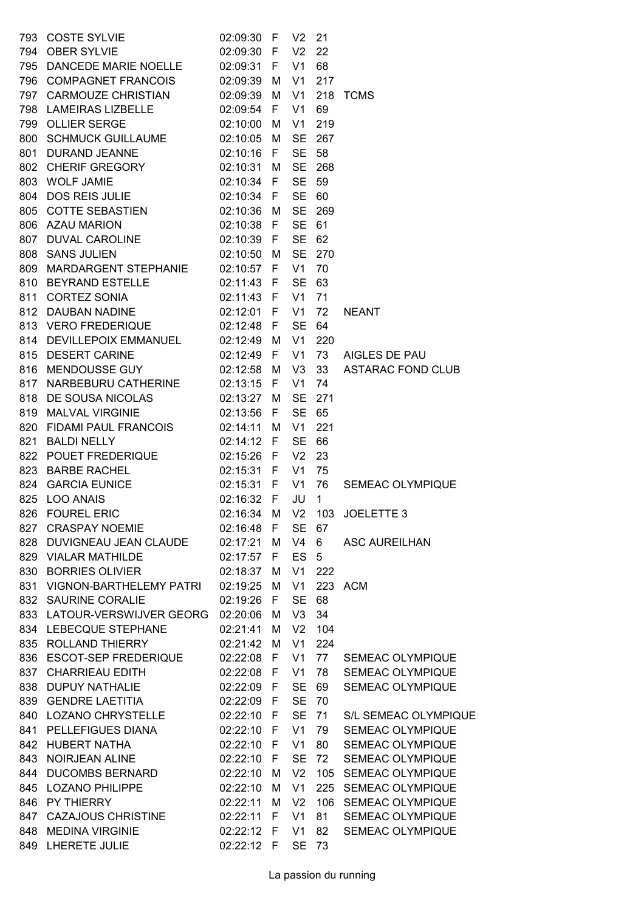| | | | | | | |
|---|---|---|---|---|---|---|
| 793 | COSTE SYLVIE | 02:09:30 | F | V2 | 21 | |
| 794 | OBER SYLVIE | 02:09:30 | F | V2 | 22 | |
| 795 | DANCEDE MARIE NOELLE | 02:09:31 | F | V1 | 68 | |
| 796 | COMPAGNET FRANCOIS | 02:09:39 | M | V1 | 217 | |
| 797 | CARMOUZE CHRISTIAN | 02:09:39 | M | V1 | 218 | TCMS |
| 798 | LAMEIRAS LIZBELLE | 02:09:54 | F | V1 | 69 | |
| 799 | OLLIER SERGE | 02:10:00 | M | V1 | 219 | |
| 800 | SCHMUCK GUILLAUME | 02:10:05 | M | SE | 267 | |
| 801 | DURAND JEANNE | 02:10:16 | F | SE | 58 | |
| 802 | CHERIF GREGORY | 02:10:31 | M | SE | 268 | |
| 803 | WOLF JAMIE | 02:10:34 | F | SE | 59 | |
| 804 | DOS REIS JULIE | 02:10:34 | F | SE | 60 | |
| 805 | COTTE SEBASTIEN | 02:10:36 | M | SE | 269 | |
| 806 | AZAU MARION | 02:10:38 | F | SE | 61 | |
| 807 | DUVAL CAROLINE | 02:10:39 | F | SE | 62 | |
| 808 | SANS JULIEN | 02:10:50 | M | SE | 270 | |
| 809 | MARDARGENT STEPHANIE | 02:10:57 | F | V1 | 70 | |
| 810 | BEYRAND ESTELLE | 02:11:43 | F | SE | 63 | |
| 811 | CORTEZ SONIA | 02:11:43 | F | V1 | 71 | |
| 812 | DAUBAN NADINE | 02:12:01 | F | V1 | 72 | NEANT |
| 813 | VERO FREDERIQUE | 02:12:48 | F | SE | 64 | |
| 814 | DEVILLEPOIX EMMANUEL | 02:12:49 | M | V1 | 220 | |
| 815 | DESERT CARINE | 02:12:49 | F | V1 | 73 | AIGLES DE PAU |
| 816 | MENDOUSSE GUY | 02:12:58 | M | V3 | 33 | ASTARAC FOND CLUB |
| 817 | NARBEBURU CATHERINE | 02:13:15 | F | V1 | 74 | |
| 818 | DE SOUSA NICOLAS | 02:13:27 | M | SE | 271 | |
| 819 | MALVAL VIRGINIE | 02:13:56 | F | SE | 65 | |
| 820 | FIDAMI PAUL FRANCOIS | 02:14:11 | M | V1 | 221 | |
| 821 | BALDI NELLY | 02:14:12 | F | SE | 66 | |
| 822 | POUET FREDERIQUE | 02:15:26 | F | V2 | 23 | |
| 823 | BARBE RACHEL | 02:15:31 | F | V1 | 75 | |
| 824 | GARCIA EUNICE | 02:15:31 | F | V1 | 76 | SEMEAC OLYMPIQUE |
| 825 | LOO ANAIS | 02:16:32 | F | JU | 1 | |
| 826 | FOUREL ERIC | 02:16:34 | M | V2 | 103 | JOELETTE 3 |
| 827 | CRASPAY NOEMIE | 02:16:48 | F | SE | 67 | |
| 828 | DUVIGNEAU JEAN CLAUDE | 02:17:21 | M | V4 | 6 | ASC AUREILHAN |
| 829 | VIALAR MATHILDE | 02:17:57 | F | ES | 5 | |
| 830 | BORRIES OLIVIER | 02:18:37 | M | V1 | 222 | |
| 831 | VIGNON-BARTHELEMY PATRI | 02:19:25 | M | V1 | 223 | ACM |
| 832 | SAURINE CORALIE | 02:19:26 | F | SE | 68 | |
| 833 | LATOUR-VERSWIJVER GEORG | 02:20:06 | M | V3 | 34 | |
| 834 | LEBECQUE STEPHANE | 02:21:41 | M | V2 | 104 | |
| 835 | ROLLAND THIERRY | 02:21:42 | M | V1 | 224 | |
| 836 | ESCOT-SEP FREDERIQUE | 02:22:08 | F | V1 | 77 | SEMEAC OLYMPIQUE |
| 837 | CHARRIEAU EDITH | 02:22:08 | F | V1 | 78 | SEMEAC OLYMPIQUE |
| 838 | DUPUY NATHALIE | 02:22:09 | F | SE | 69 | SEMEAC OLYMPIQUE |
| 839 | GENDRE LAETITIA | 02:22:09 | F | SE | 70 | |
| 840 | LOZANO CHRYSTELLE | 02:22:10 | F | SE | 71 | S/L SEMEAC OLYMPIQUE |
| 841 | PELLEFIGUES DIANA | 02:22:10 | F | V1 | 79 | SEMEAC OLYMPIQUE |
| 842 | HUBERT NATHA | 02:22:10 | F | V1 | 80 | SEMEAC OLYMPIQUE |
| 843 | NOIRJEAN ALINE | 02:22:10 | F | SE | 72 | SEMEAC OLYMPIQUE |
| 844 | DUCOMBS BERNARD | 02:22:10 | M | V2 | 105 | SEMEAC OLYMPIQUE |
| 845 | LOZANO PHILIPPE | 02:22:10 | M | V1 | 225 | SEMEAC OLYMPIQUE |
| 846 | PY THIERRY | 02:22:11 | M | V2 | 106 | SEMEAC OLYMPIQUE |
| 847 | CAZAJOUS CHRISTINE | 02:22:11 | F | V1 | 81 | SEMEAC OLYMPIQUE |
| 848 | MEDINA VIRGINIE | 02:22:12 | F | V1 | 82 | SEMEAC OLYMPIQUE |
| 849 | LHERETE JULIE | 02:22:12 | F | SE | 73 | |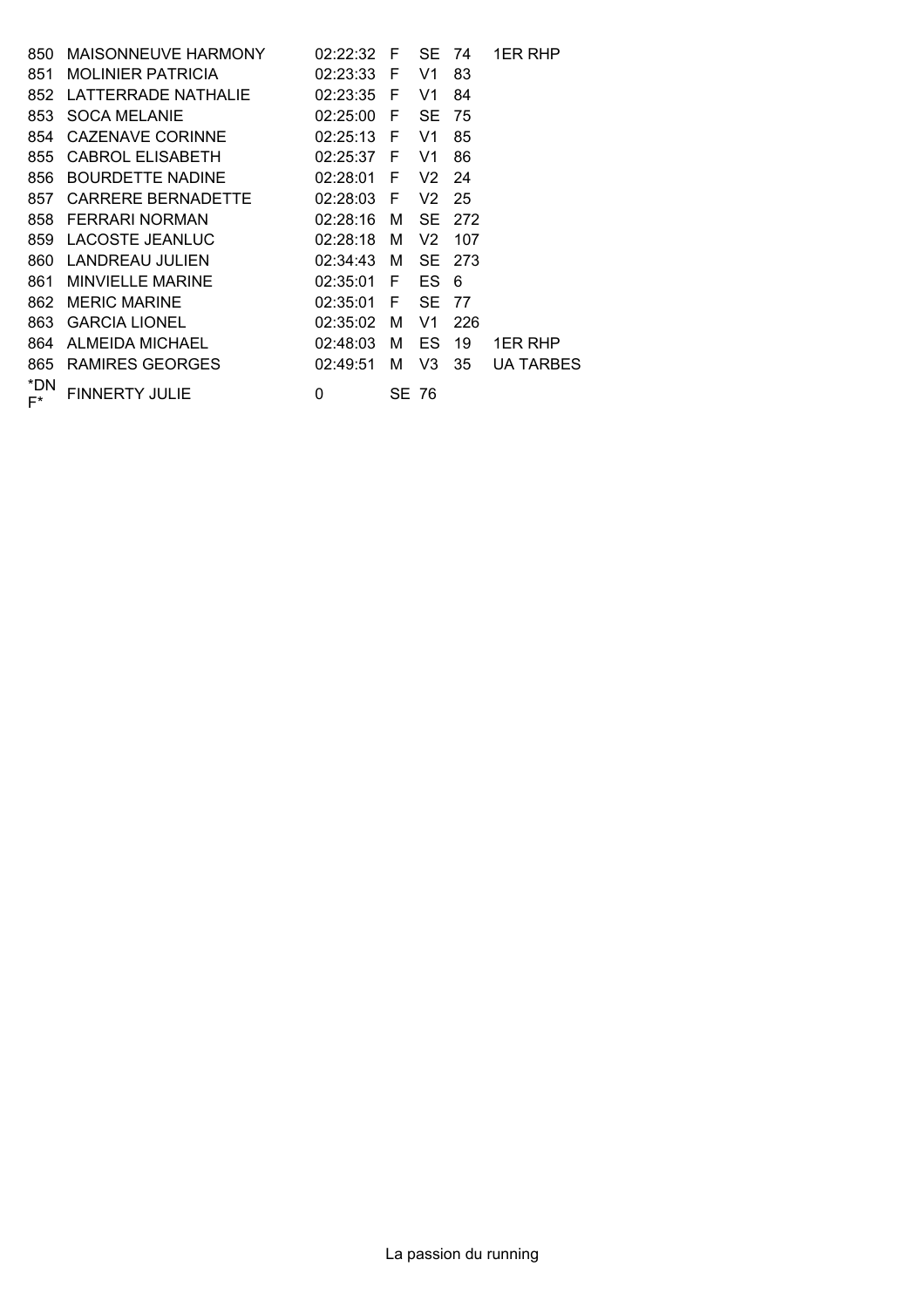| | | | | | | |
|---|---|---|---|---|---|---|
| 850 | MAISONNEUVE HARMONY | 02:22:32 | F | SE | 74 | 1ER RHP |
| 851 | MOLINIER PATRICIA | 02:23:33 | F | V1 | 83 | |
| 852 | LATTERRADE NATHALIE | 02:23:35 | F | V1 | 84 | |
| 853 | SOCA MELANIE | 02:25:00 | F | SE | 75 | |
| 854 | CAZENAVE CORINNE | 02:25:13 | F | V1 | 85 | |
| 855 | CABROL ELISABETH | 02:25:37 | F | V1 | 86 | |
| 856 | BOURDETTE NADINE | 02:28:01 | F | V2 | 24 | |
| 857 | CARRERE BERNADETTE | 02:28:03 | F | V2 | 25 | |
| 858 | FERRARI NORMAN | 02:28:16 | M | SE | 272 | |
| 859 | LACOSTE JEANLUC | 02:28:18 | M | V2 | 107 | |
| 860 | LANDREAU JULIEN | 02:34:43 | M | SE | 273 | |
| 861 | MINVIELLE MARINE | 02:35:01 | F | ES | 6 | |
| 862 | MERIC MARINE | 02:35:01 | F | SE | 77 | |
| 863 | GARCIA LIONEL | 02:35:02 | M | V1 | 226 | |
| 864 | ALMEIDA MICHAEL | 02:48:03 | M | ES | 19 | 1ER RHP |
| 865 | RAMIRES GEORGES | 02:49:51 | M | V3 | 35 | UA TARBES |
| *DNF* | FINNERTY JULIE | 0 | SE | 76 | | |